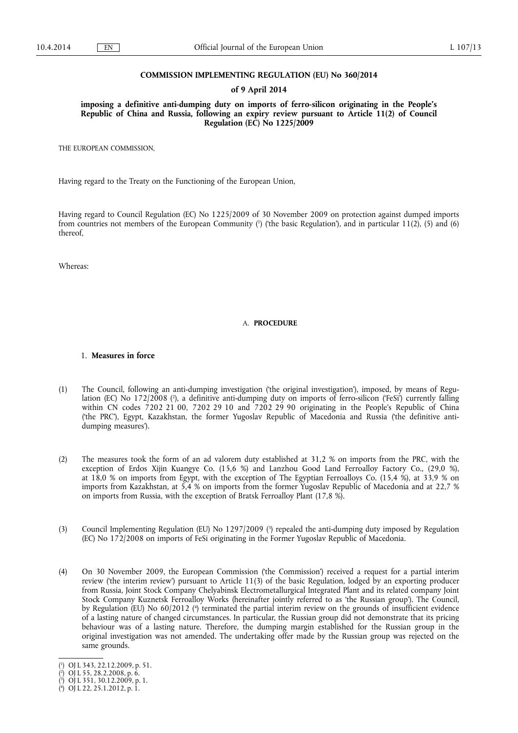# COMMISSION IMPLEMENTING REGULATION (EU) No 360/2014

## of 9 April 2014

### imposing a definitive anti-dumping duty on imports of ferro-silicon originating in the People's Republic of China and Russia, following an expiry review pursuant to Article 11(2) of Council Regulation (EC) No 1225/2009

THE EUROPEAN COMMISSION,

Having regard to the Treaty on the Functioning of the European Union,

Having regard to Council Regulation (EC) No 1225/2009 of 30 November 2009 on protection against dumped imports from countries not members of the European Community [1] ('the basic Regulation'), and in particular 11(2), (5) and (6) thereof,

Whereas:

## A. PROCEDURE

### 1. Measures in force

(1) The Council, following an anti-dumping investigation ('the original investigation'), imposed, by means of Regulation (EC) No 172/2008 [2], a definitive anti-dumping duty on imports of ferro-silicon ('FeSi') currently falling within CN codes 7202 21 00, 7202 29 10 and 7202 29 90 originating in the People's Republic of China ('the PRC'), Egypt, Kazakhstan, the former Yugoslav Republic of Macedonia and Russia ('the definitive anti-dumping measures').

(2) The measures took the form of an ad valorem duty established at 31,2 % on imports from the PRC, with the exception of Erdos Xijin Kuangye Co. (15,6 %) and Lanzhou Good Land Ferroalloy Factory Co., (29,0 %), at 18,0 % on imports from Egypt, with the exception of The Egyptian Ferroalloys Co. (15,4 %), at 33,9 % on imports from Kazakhstan, at 5,4 % on imports from the former Yugoslav Republic of Macedonia and at 22,7 % on imports from Russia, with the exception of Bratsk Ferroalloy Plant (17,8 %).

(3) Council Implementing Regulation (EU) No 1297/2009 [3] repealed the anti-dumping duty imposed by Regulation (EC) No 172/2008 on imports of FeSi originating in the Former Yugoslav Republic of Macedonia.

(4) On 30 November 2009, the European Commission ('the Commission') received a request for a partial interim review ('the interim review') pursuant to Article 11(3) of the basic Regulation, lodged by an exporting producer from Russia, Joint Stock Company Chelyabinsk Electrometallurgical Integrated Plant and its related company Joint Stock Company Kuznetsk Ferroalloy Works (hereinafter jointly referred to as 'the Russian group'). The Council, by Regulation (EU) No 60/2012 [4] terminated the partial interim review on the grounds of insufficient evidence of a lasting nature of changed circumstances. In particular, the Russian group did not demonstrate that its pricing behaviour was of a lasting nature. Therefore, the dumping margin established for the Russian group in the original investigation was not amended. The undertaking offer made by the Russian group was rejected on the same grounds.

---

[1] OJ L 343, 22.12.2009, p. 51.

[2] OJ L 55, 28.2.2008, p. 6.

[3] OJ L 351, 30.12.2009, p. 1.

[4] OJ L 22, 25.1.2012, p. 1.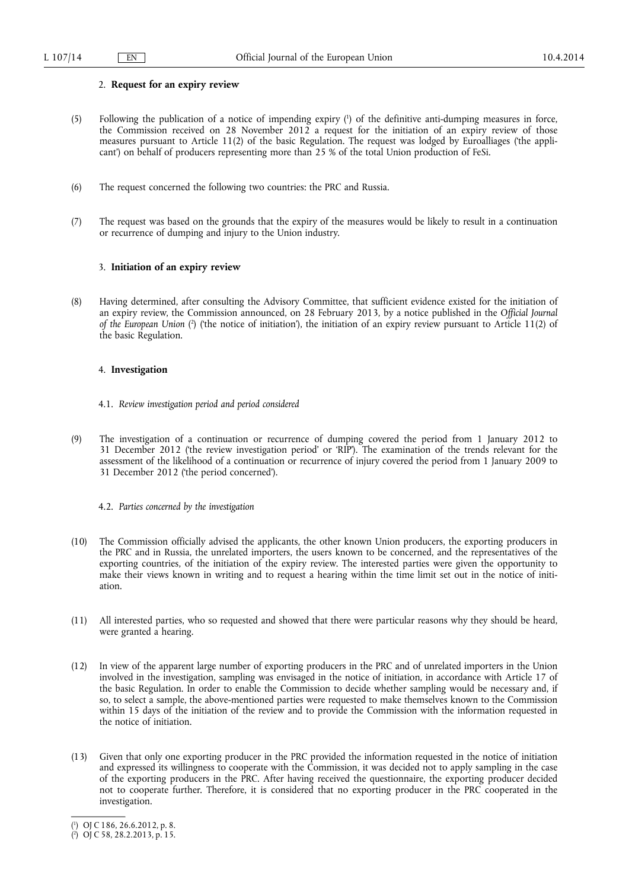## 2. **Request for an expiry review**

(5) Following the publication of a notice of impending expiry [1] of the definitive anti-dumping measures in force, the Commission received on 28 November 2012 a request for the initiation of an expiry review of those measures pursuant to Article 11(2) of the basic Regulation. The request was lodged by Euroalliages ('the applicant') on behalf of producers representing more than 25 % of the total Union production of FeSi.

(6) The request concerned the following two countries: the PRC and Russia.

(7) The request was based on the grounds that the expiry of the measures would be likely to result in a continuation or recurrence of dumping and injury to the Union industry.

## 3. **Initiation of an expiry review**

(8) Having determined, after consulting the Advisory Committee, that sufficient evidence existed for the initiation of an expiry review, the Commission announced, on 28 February 2013, by a notice published in the *Official Journal of the European Union* [2] ('the notice of initiation'), the initiation of an expiry review pursuant to Article 11(2) of the basic Regulation.

## 4. **Investigation**

### 4.1. *Review investigation period and period considered*

(9) The investigation of a continuation or recurrence of dumping covered the period from 1 January 2012 to 31 December 2012 ('the review investigation period' or 'RIP'). The examination of the trends relevant for the assessment of the likelihood of a continuation or recurrence of injury covered the period from 1 January 2009 to 31 December 2012 ('the period concerned').

### 4.2. *Parties concerned by the investigation*

(10) The Commission officially advised the applicants, the other known Union producers, the exporting producers in the PRC and in Russia, the unrelated importers, the users known to be concerned, and the representatives of the exporting countries, of the initiation of the expiry review. The interested parties were given the opportunity to make their views known in writing and to request a hearing within the time limit set out in the notice of initiation.

(11) All interested parties, who so requested and showed that there were particular reasons why they should be heard, were granted a hearing.

(12) In view of the apparent large number of exporting producers in the PRC and of unrelated importers in the Union involved in the investigation, sampling was envisaged in the notice of initiation, in accordance with Article 17 of the basic Regulation. In order to enable the Commission to decide whether sampling would be necessary and, if so, to select a sample, the above-mentioned parties were requested to make themselves known to the Commission within 15 days of the initiation of the review and to provide the Commission with the information requested in the notice of initiation.

(13) Given that only one exporting producer in the PRC provided the information requested in the notice of initiation and expressed its willingness to cooperate with the Commission, it was decided not to apply sampling in the case of the exporting producers in the PRC. After having received the questionnaire, the exporting producer decided not to cooperate further. Therefore, it is considered that no exporting producer in the PRC cooperated in the investigation.

---

[1] OJ C 186, 26.6.2012, p. 8.

[2] OJ C 58, 28.2.2013, p. 15.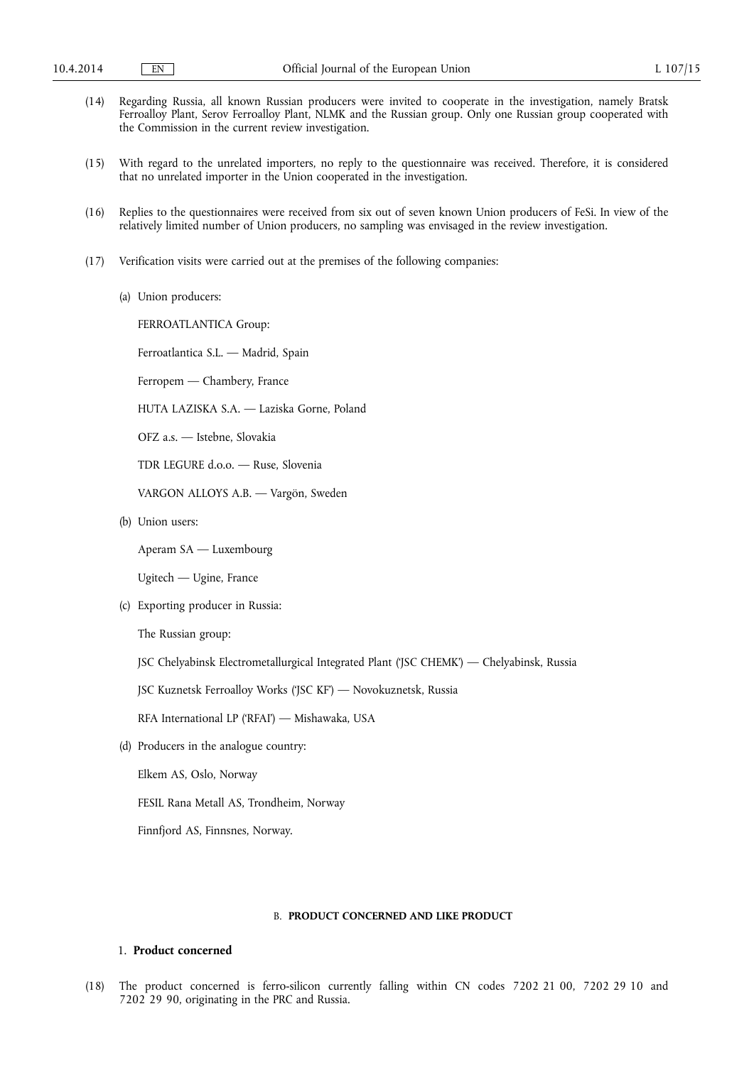(14) Regarding Russia, all known Russian producers were invited to cooperate in the investigation, namely Bratsk Ferroalloy Plant, Serov Ferroalloy Plant, NLMK and the Russian group. Only one Russian group cooperated with the Commission in the current review investigation.

(15) With regard to the unrelated importers, no reply to the questionnaire was received. Therefore, it is considered that no unrelated importer in the Union cooperated in the investigation.

(16) Replies to the questionnaires were received from six out of seven known Union producers of FeSi. In view of the relatively limited number of Union producers, no sampling was envisaged in the review investigation.

(17) Verification visits were carried out at the premises of the following companies:

(a) Union producers:

FERROATLANTICA Group:

Ferroatlantica S.L. — Madrid, Spain

Ferropem — Chambery, France

HUTA LAZISKA S.A. — Laziska Gorne, Poland

OFZ a.s. — Istebne, Slovakia

TDR LEGURE d.o.o. — Ruse, Slovenia

VARGON ALLOYS A.B. — Vargön, Sweden

(b) Union users:

Aperam SA — Luxembourg

Ugitech — Ugine, France

(c) Exporting producer in Russia:

The Russian group:

JSC Chelyabinsk Electrometallurgical Integrated Plant ('JSC CHEMK') — Chelyabinsk, Russia

JSC Kuznetsk Ferroalloy Works ('JSC KF') — Novokuznetsk, Russia

RFA International LP ('RFAI') — Mishawaka, USA

(d) Producers in the analogue country:

Elkem AS, Oslo, Norway

FESIL Rana Metall AS, Trondheim, Norway

Finnfjord AS, Finnsnes, Norway.

## B. PRODUCT CONCERNED AND LIKE PRODUCT

### 1. Product concerned

(18) The product concerned is ferro-silicon currently falling within CN codes 7202 21 00, 7202 29 10 and 7202 29 90, originating in the PRC and Russia.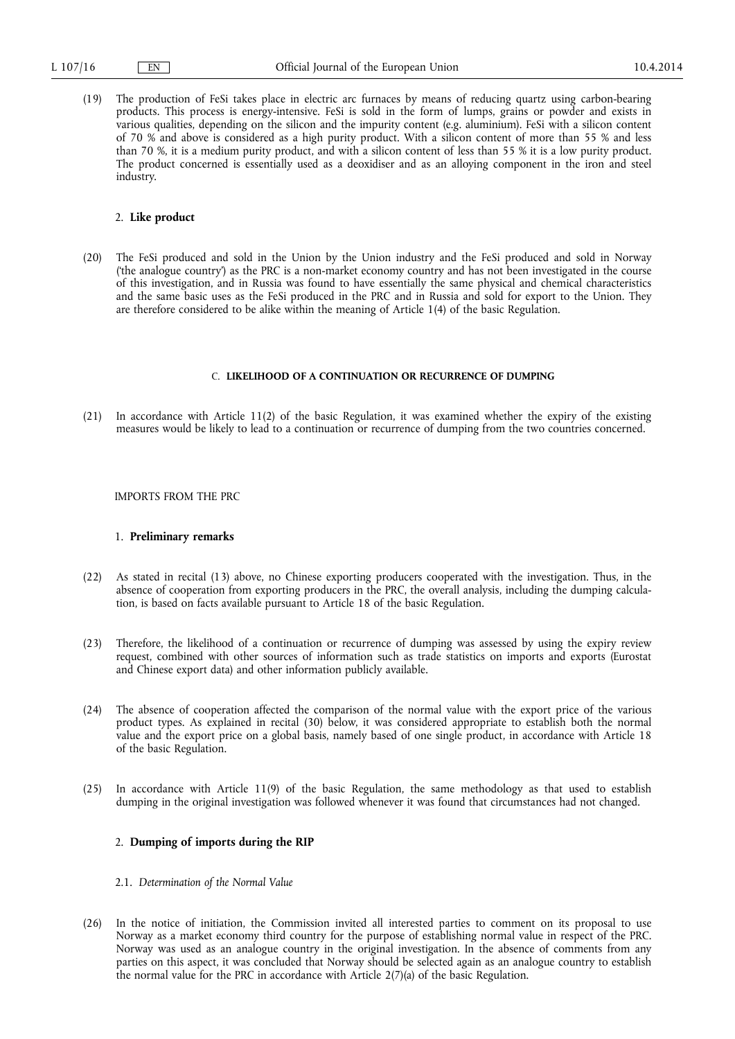(19) The production of FeSi takes place in electric arc furnaces by means of reducing quartz using carbon-bearing products. This process is energy-intensive. FeSi is sold in the form of lumps, grains or powder and exists in various qualities, depending on the silicon and the impurity content (e.g. aluminium). FeSi with a silicon content of 70 % and above is considered as a high purity product. With a silicon content of more than 55 % and less than 70 %, it is a medium purity product, and with a silicon content of less than 55 % it is a low purity product. The product concerned is essentially used as a deoxidiser and as an alloying component in the iron and steel industry.

### 2. **Like product**

(20) The FeSi produced and sold in the Union by the Union industry and the FeSi produced and sold in Norway ('the analogue country') as the PRC is a non-market economy country and has not been investigated in the course of this investigation, and in Russia was found to have essentially the same physical and chemical characteristics and the same basic uses as the FeSi produced in the PRC and in Russia and sold for export to the Union. They are therefore considered to be alike within the meaning of Article 1(4) of the basic Regulation.

## C. **LIKELIHOOD OF A CONTINUATION OR RECURRENCE OF DUMPING**

(21) In accordance with Article 11(2) of the basic Regulation, it was examined whether the expiry of the existing measures would be likely to lead to a continuation or recurrence of dumping from the two countries concerned.

IMPORTS FROM THE PRC

### 1. **Preliminary remarks**

(22) As stated in recital (13) above, no Chinese exporting producers cooperated with the investigation. Thus, in the absence of cooperation from exporting producers in the PRC, the overall analysis, including the dumping calculation, is based on facts available pursuant to Article 18 of the basic Regulation.

(23) Therefore, the likelihood of a continuation or recurrence of dumping was assessed by using the expiry review request, combined with other sources of information such as trade statistics on imports and exports (Eurostat and Chinese export data) and other information publicly available.

(24) The absence of cooperation affected the comparison of the normal value with the export price of the various product types. As explained in recital (30) below, it was considered appropriate to establish both the normal value and the export price on a global basis, namely based of one single product, in accordance with Article 18 of the basic Regulation.

(25) In accordance with Article 11(9) of the basic Regulation, the same methodology as that used to establish dumping in the original investigation was followed whenever it was found that circumstances had not changed.

### 2. **Dumping of imports during the RIP**

#### 2.1. *Determination of the Normal Value*

(26) In the notice of initiation, the Commission invited all interested parties to comment on its proposal to use Norway as a market economy third country for the purpose of establishing normal value in respect of the PRC. Norway was used as an analogue country in the original investigation. In the absence of comments from any parties on this aspect, it was concluded that Norway should be selected again as an analogue country to establish the normal value for the PRC in accordance with Article 2(7)(a) of the basic Regulation.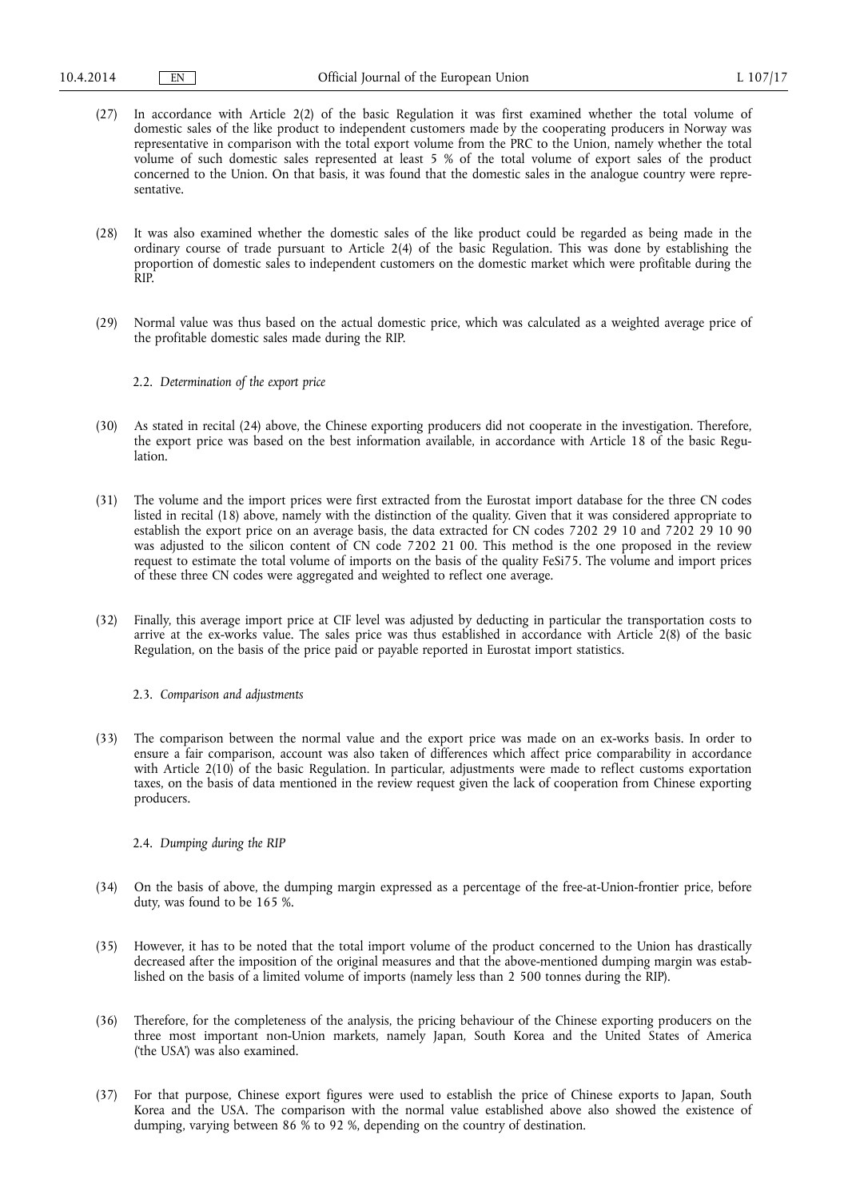(27) In accordance with Article 2(2) of the basic Regulation it was first examined whether the total volume of domestic sales of the like product to independent customers made by the cooperating producers in Norway was representative in comparison with the total export volume from the PRC to the Union, namely whether the total volume of such domestic sales represented at least 5 % of the total volume of export sales of the product concerned to the Union. On that basis, it was found that the domestic sales in the analogue country were representative.

(28) It was also examined whether the domestic sales of the like product could be regarded as being made in the ordinary course of trade pursuant to Article 2(4) of the basic Regulation. This was done by establishing the proportion of domestic sales to independent customers on the domestic market which were profitable during the RIP.

(29) Normal value was thus based on the actual domestic price, which was calculated as a weighted average price of the profitable domestic sales made during the RIP.

### 2.2. *Determination of the export price*

(30) As stated in recital (24) above, the Chinese exporting producers did not cooperate in the investigation. Therefore, the export price was based on the best information available, in accordance with Article 18 of the basic Regulation.

(31) The volume and the import prices were first extracted from the Eurostat import database for the three CN codes listed in recital (18) above, namely with the distinction of the quality. Given that it was considered appropriate to establish the export price on an average basis, the data extracted for CN codes 7202 29 10 and 7202 29 10 90 was adjusted to the silicon content of CN code 7202 21 00. This method is the one proposed in the review request to estimate the total volume of imports on the basis of the quality FeSi75. The volume and import prices of these three CN codes were aggregated and weighted to reflect one average.

(32) Finally, this average import price at CIF level was adjusted by deducting in particular the transportation costs to arrive at the ex-works value. The sales price was thus established in accordance with Article 2(8) of the basic Regulation, on the basis of the price paid or payable reported in Eurostat import statistics.

### 2.3. *Comparison and adjustments*

(33) The comparison between the normal value and the export price was made on an ex-works basis. In order to ensure a fair comparison, account was also taken of differences which affect price comparability in accordance with Article 2(10) of the basic Regulation. In particular, adjustments were made to reflect customs exportation taxes, on the basis of data mentioned in the review request given the lack of cooperation from Chinese exporting producers.

### 2.4. *Dumping during the RIP*

(34) On the basis of above, the dumping margin expressed as a percentage of the free-at-Union-frontier price, before duty, was found to be 165 %.

(35) However, it has to be noted that the total import volume of the product concerned to the Union has drastically decreased after the imposition of the original measures and that the above-mentioned dumping margin was established on the basis of a limited volume of imports (namely less than 2 500 tonnes during the RIP).

(36) Therefore, for the completeness of the analysis, the pricing behaviour of the Chinese exporting producers on the three most important non-Union markets, namely Japan, South Korea and the United States of America ('the USA') was also examined.

(37) For that purpose, Chinese export figures were used to establish the price of Chinese exports to Japan, South Korea and the USA. The comparison with the normal value established above also showed the existence of dumping, varying between 86 % to 92 %, depending on the country of destination.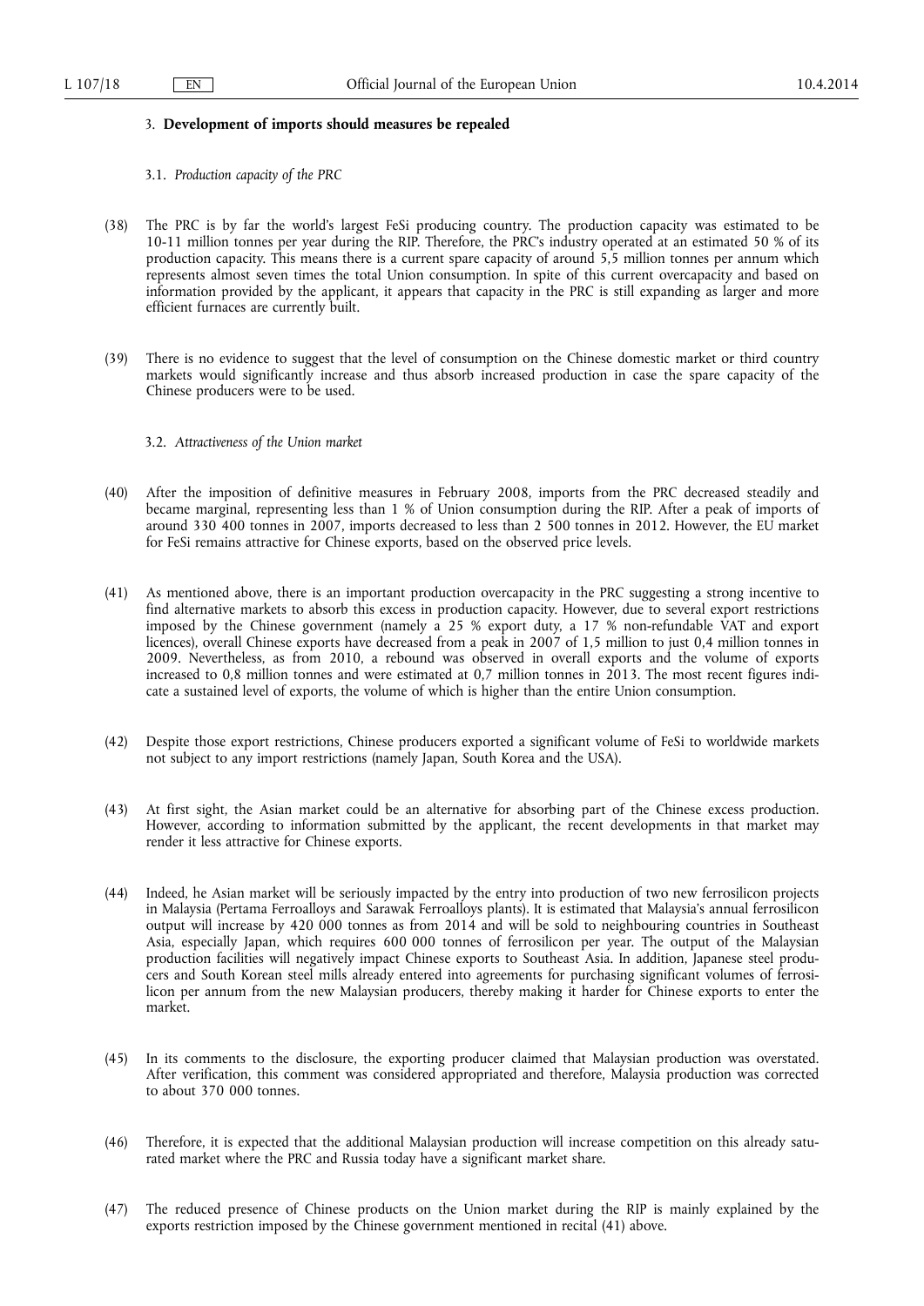### 3. **Development of imports should measures be repealed**

#### 3.1. *Production capacity of the PRC*

(38) The PRC is by far the world's largest FeSi producing country. The production capacity was estimated to be 10-11 million tonnes per year during the RIP. Therefore, the PRC's industry operated at an estimated 50 % of its production capacity. This means there is a current spare capacity of around 5,5 million tonnes per annum which represents almost seven times the total Union consumption. In spite of this current overcapacity and based on information provided by the applicant, it appears that capacity in the PRC is still expanding as larger and more efficient furnaces are currently built.

(39) There is no evidence to suggest that the level of consumption on the Chinese domestic market or third country markets would significantly increase and thus absorb increased production in case the spare capacity of the Chinese producers were to be used.

#### 3.2. *Attractiveness of the Union market*

(40) After the imposition of definitive measures in February 2008, imports from the PRC decreased steadily and became marginal, representing less than 1 % of Union consumption during the RIP. After a peak of imports of around 330 400 tonnes in 2007, imports decreased to less than 2 500 tonnes in 2012. However, the EU market for FeSi remains attractive for Chinese exports, based on the observed price levels.

(41) As mentioned above, there is an important production overcapacity in the PRC suggesting a strong incentive to find alternative markets to absorb this excess in production capacity. However, due to several export restrictions imposed by the Chinese government (namely a 25 % export duty, a 17 % non-refundable VAT and export licences), overall Chinese exports have decreased from a peak in 2007 of 1,5 million to just 0,4 million tonnes in 2009. Nevertheless, as from 2010, a rebound was observed in overall exports and the volume of exports increased to 0,8 million tonnes and were estimated at 0,7 million tonnes in 2013. The most recent figures indicate a sustained level of exports, the volume of which is higher than the entire Union consumption.

(42) Despite those export restrictions, Chinese producers exported a significant volume of FeSi to worldwide markets not subject to any import restrictions (namely Japan, South Korea and the USA).

(43) At first sight, the Asian market could be an alternative for absorbing part of the Chinese excess production. However, according to information submitted by the applicant, the recent developments in that market may render it less attractive for Chinese exports.

(44) Indeed, he Asian market will be seriously impacted by the entry into production of two new ferrosilicon projects in Malaysia (Pertama Ferroalloys and Sarawak Ferroalloys plants). It is estimated that Malaysia's annual ferrosilicon output will increase by 420 000 tonnes as from 2014 and will be sold to neighbouring countries in Southeast Asia, especially Japan, which requires 600 000 tonnes of ferrosilicon per year. The output of the Malaysian production facilities will negatively impact Chinese exports to Southeast Asia. In addition, Japanese steel producers and South Korean steel mills already entered into agreements for purchasing significant volumes of ferrosilicon per annum from the new Malaysian producers, thereby making it harder for Chinese exports to enter the market.

(45) In its comments to the disclosure, the exporting producer claimed that Malaysian production was overstated. After verification, this comment was considered appropriated and therefore, Malaysia production was corrected to about 370 000 tonnes.

(46) Therefore, it is expected that the additional Malaysian production will increase competition on this already saturated market where the PRC and Russia today have a significant market share.

(47) The reduced presence of Chinese products on the Union market during the RIP is mainly explained by the exports restriction imposed by the Chinese government mentioned in recital (41) above.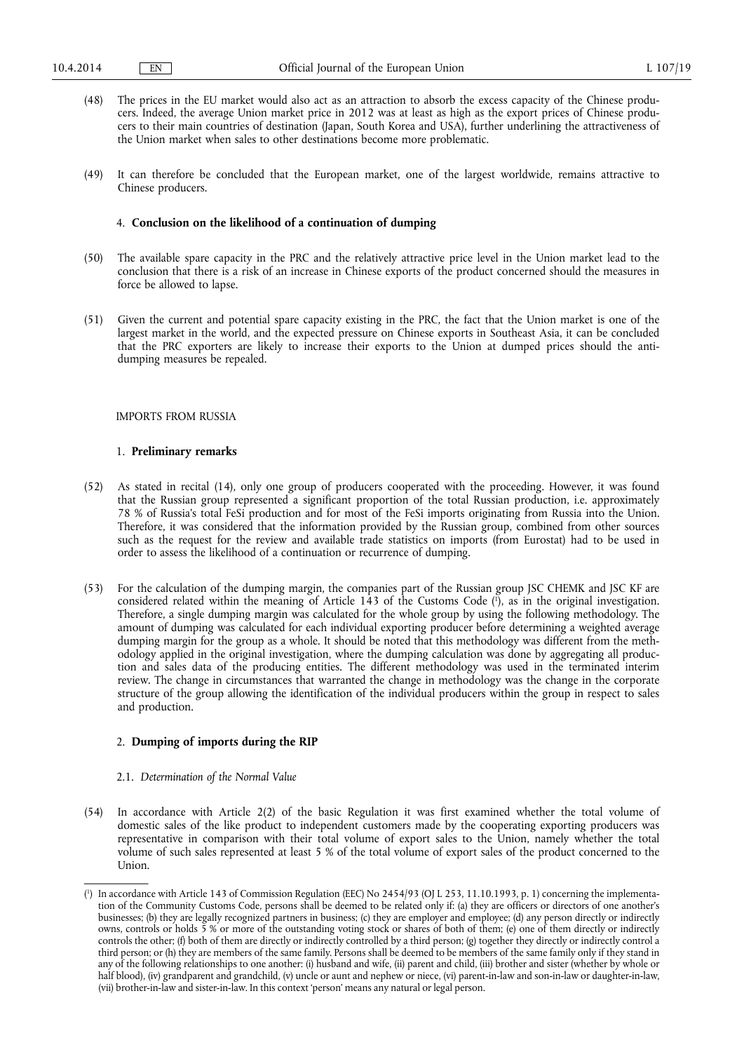(48) The prices in the EU market would also act as an attraction to absorb the excess capacity of the Chinese producers. Indeed, the average Union market price in 2012 was at least as high as the export prices of Chinese producers to their main countries of destination (Japan, South Korea and USA), further underlining the attractiveness of the Union market when sales to other destinations become more problematic.

(49) It can therefore be concluded that the European market, one of the largest worldwide, remains attractive to Chinese producers.

### 4. **Conclusion on the likelihood of a continuation of dumping**

(50) The available spare capacity in the PRC and the relatively attractive price level in the Union market lead to the conclusion that there is a risk of an increase in Chinese exports of the product concerned should the measures in force be allowed to lapse.

(51) Given the current and potential spare capacity existing in the PRC, the fact that the Union market is one of the largest market in the world, and the expected pressure on Chinese exports in Southeast Asia, it can be concluded that the PRC exporters are likely to increase their exports to the Union at dumped prices should the anti-dumping measures be repealed.

## IMPORTS FROM RUSSIA

### 1. **Preliminary remarks**

(52) As stated in recital (14), only one group of producers cooperated with the proceeding. However, it was found that the Russian group represented a significant proportion of the total Russian production, i.e. approximately 78 % of Russia's total FeSi production and for most of the FeSi imports originating from Russia into the Union. Therefore, it was considered that the information provided by the Russian group, combined from other sources such as the request for the review and available trade statistics on imports (from Eurostat) had to be used in order to assess the likelihood of a continuation or recurrence of dumping.

(53) For the calculation of the dumping margin, the companies part of the Russian group JSC CHEMK and JSC KF are considered related within the meaning of Article 143 of the Customs Code [1], as in the original investigation. Therefore, a single dumping margin was calculated for the whole group by using the following methodology. The amount of dumping was calculated for each individual exporting producer before determining a weighted average dumping margin for the group as a whole. It should be noted that this methodology was different from the methodology applied in the original investigation, where the dumping calculation was done by aggregating all production and sales data of the producing entities. The different methodology was used in the terminated interim review. The change in circumstances that warranted the change in methodology was the change in the corporate structure of the group allowing the identification of the individual producers within the group in respect to sales and production.

### 2. **Dumping of imports during the RIP**

#### 2.1. *Determination of the Normal Value*

(54) In accordance with Article 2(2) of the basic Regulation it was first examined whether the total volume of domestic sales of the like product to independent customers made by the cooperating exporting producers was representative in comparison with their total volume of export sales to the Union, namely whether the total volume of such sales represented at least 5 % of the total volume of export sales of the product concerned to the Union.

---

[1] In accordance with Article 143 of Commission Regulation (EEC) No 2454/93 (OJ L 253, 11.10.1993, p. 1) concerning the implementation of the Community Customs Code, persons shall be deemed to be related only if: (a) they are officers or directors of one another's businesses; (b) they are legally recognized partners in business; (c) they are employer and employee; (d) any person directly or indirectly owns, controls or holds 5 % or more of the outstanding voting stock or shares of both of them; (e) one of them directly or indirectly controls the other; (f) both of them are directly or indirectly controlled by a third person; (g) together they directly or indirectly control a third person; or (h) they are members of the same family. Persons shall be deemed to be members of the same family only if they stand in any of the following relationships to one another: (i) husband and wife, (ii) parent and child, (iii) brother and sister (whether by whole or half blood), (iv) grandparent and grandchild, (v) uncle or aunt and nephew or niece, (vi) parent-in-law and son-in-law or daughter-in-law, (vii) brother-in-law and sister-in-law. In this context 'person' means any natural or legal person.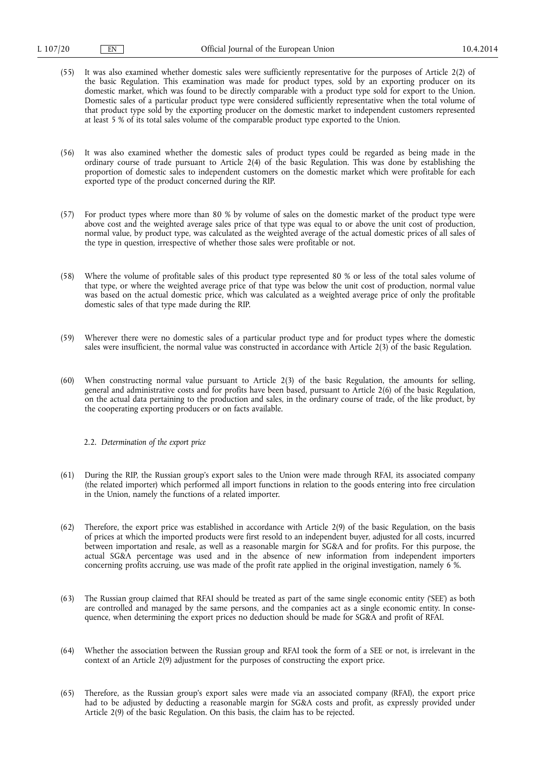(55) It was also examined whether domestic sales were sufficiently representative for the purposes of Article 2(2) of the basic Regulation. This examination was made for product types, sold by an exporting producer on its domestic market, which was found to be directly comparable with a product type sold for export to the Union. Domestic sales of a particular product type were considered sufficiently representative when the total volume of that product type sold by the exporting producer on the domestic market to independent customers represented at least 5 % of its total sales volume of the comparable product type exported to the Union.

(56) It was also examined whether the domestic sales of product types could be regarded as being made in the ordinary course of trade pursuant to Article 2(4) of the basic Regulation. This was done by establishing the proportion of domestic sales to independent customers on the domestic market which were profitable for each exported type of the product concerned during the RIP.

(57) For product types where more than 80 % by volume of sales on the domestic market of the product type were above cost and the weighted average sales price of that type was equal to or above the unit cost of production, normal value, by product type, was calculated as the weighted average of the actual domestic prices of all sales of the type in question, irrespective of whether those sales were profitable or not.

(58) Where the volume of profitable sales of this product type represented 80 % or less of the total sales volume of that type, or where the weighted average price of that type was below the unit cost of production, normal value was based on the actual domestic price, which was calculated as a weighted average price of only the profitable domestic sales of that type made during the RIP.

(59) Wherever there were no domestic sales of a particular product type and for product types where the domestic sales were insufficient, the normal value was constructed in accordance with Article 2(3) of the basic Regulation.

(60) When constructing normal value pursuant to Article 2(3) of the basic Regulation, the amounts for selling, general and administrative costs and for profits have been based, pursuant to Article 2(6) of the basic Regulation, on the actual data pertaining to the production and sales, in the ordinary course of trade, of the like product, by the cooperating exporting producers or on facts available.

### 2.2. *Determination of the export price*

(61) During the RIP, the Russian group's export sales to the Union were made through RFAI, its associated company (the related importer) which performed all import functions in relation to the goods entering into free circulation in the Union, namely the functions of a related importer.

(62) Therefore, the export price was established in accordance with Article 2(9) of the basic Regulation, on the basis of prices at which the imported products were first resold to an independent buyer, adjusted for all costs, incurred between importation and resale, as well as a reasonable margin for SG&A and for profits. For this purpose, the actual SG&A percentage was used and in the absence of new information from independent importers concerning profits accruing, use was made of the profit rate applied in the original investigation, namely 6 %.

(63) The Russian group claimed that RFAI should be treated as part of the same single economic entity ('SEE') as both are controlled and managed by the same persons, and the companies act as a single economic entity. In consequence, when determining the export prices no deduction should be made for SG&A and profit of RFAI.

(64) Whether the association between the Russian group and RFAI took the form of a SEE or not, is irrelevant in the context of an Article 2(9) adjustment for the purposes of constructing the export price.

(65) Therefore, as the Russian group's export sales were made via an associated company (RFAI), the export price had to be adjusted by deducting a reasonable margin for SG&A costs and profit, as expressly provided under Article 2(9) of the basic Regulation. On this basis, the claim has to be rejected.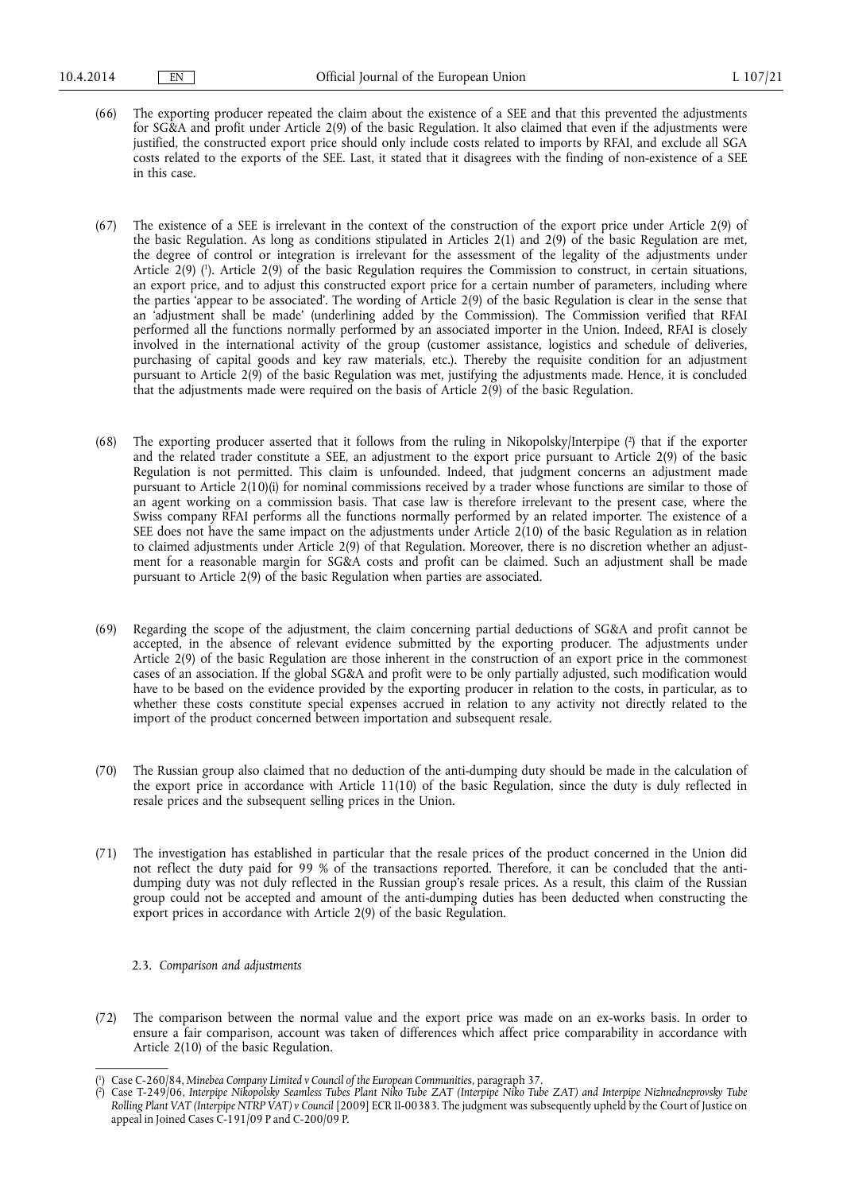(66) The exporting producer repeated the claim about the existence of a SEE and that this prevented the adjustments for SG&A and profit under Article 2(9) of the basic Regulation. It also claimed that even if the adjustments were justified, the constructed export price should only include costs related to imports by RFAI, and exclude all SGA costs related to the exports of the SEE. Last, it stated that it disagrees with the finding of non-existence of a SEE in this case.

(67) The existence of a SEE is irrelevant in the context of the construction of the export price under Article 2(9) of the basic Regulation. As long as conditions stipulated in Articles 2(1) and 2(9) of the basic Regulation are met, the degree of control or integration is irrelevant for the assessment of the legality of the adjustments under Article 2(9) [1]. Article 2(9) of the basic Regulation requires the Commission to construct, in certain situations, an export price, and to adjust this constructed export price for a certain number of parameters, including where the parties 'appear to be associated'. The wording of Article 2(9) of the basic Regulation is clear in the sense that an 'adjustment shall be made' (underlining added by the Commission). The Commission verified that RFAI performed all the functions normally performed by an associated importer in the Union. Indeed, RFAI is closely involved in the international activity of the group (customer assistance, logistics and schedule of deliveries, purchasing of capital goods and key raw materials, etc.). Thereby the requisite condition for an adjustment pursuant to Article 2(9) of the basic Regulation was met, justifying the adjustments made. Hence, it is concluded that the adjustments made were required on the basis of Article 2(9) of the basic Regulation.

(68) The exporting producer asserted that it follows from the ruling in Nikopolsky/Interpipe [2] that if the exporter and the related trader constitute a SEE, an adjustment to the export price pursuant to Article 2(9) of the basic Regulation is not permitted. This claim is unfounded. Indeed, that judgment concerns an adjustment made pursuant to Article 2(10)(i) for nominal commissions received by a trader whose functions are similar to those of an agent working on a commission basis. That case law is therefore irrelevant to the present case, where the Swiss company RFAI performs all the functions normally performed by an related importer. The existence of a SEE does not have the same impact on the adjustments under Article 2(10) of the basic Regulation as in relation to claimed adjustments under Article 2(9) of that Regulation. Moreover, there is no discretion whether an adjustment for a reasonable margin for SG&A costs and profit can be claimed. Such an adjustment shall be made pursuant to Article 2(9) of the basic Regulation when parties are associated.

(69) Regarding the scope of the adjustment, the claim concerning partial deductions of SG&A and profit cannot be accepted, in the absence of relevant evidence submitted by the exporting producer. The adjustments under Article 2(9) of the basic Regulation are those inherent in the construction of an export price in the commonest cases of an association. If the global SG&A and profit were to be only partially adjusted, such modification would have to be based on the evidence provided by the exporting producer in relation to the costs, in particular, as to whether these costs constitute special expenses accrued in relation to any activity not directly related to the import of the product concerned between importation and subsequent resale.

(70) The Russian group also claimed that no deduction of the anti-dumping duty should be made in the calculation of the export price in accordance with Article 11(10) of the basic Regulation, since the duty is duly reflected in resale prices and the subsequent selling prices in the Union.

(71) The investigation has established in particular that the resale prices of the product concerned in the Union did not reflect the duty paid for 99 % of the transactions reported. Therefore, it can be concluded that the anti-dumping duty was not duly reflected in the Russian group's resale prices. As a result, this claim of the Russian group could not be accepted and amount of the anti-dumping duties has been deducted when constructing the export prices in accordance with Article 2(9) of the basic Regulation.

### 2.3. *Comparison and adjustments*

(72) The comparison between the normal value and the export price was made on an ex-works basis. In order to ensure a fair comparison, account was taken of differences which affect price comparability in accordance with Article 2(10) of the basic Regulation.

---

[1] Case C-260/84, *Minebea Company Limited v Council of the European Communities*, paragraph 37.

[2] Case T-249/06, *Interpipe Nikopolsky Seamless Tubes Plant Niko Tube ZAT (Interpipe Niko Tube ZAT) and Interpipe Nizhnedneprovsky Tube Rolling Plant VAT (Interpipe NTRP VAT) v Council* [2009] ECR II-00383. The judgment was subsequently upheld by the Court of Justice on appeal in Joined Cases C-191/09 P and C-200/09 P.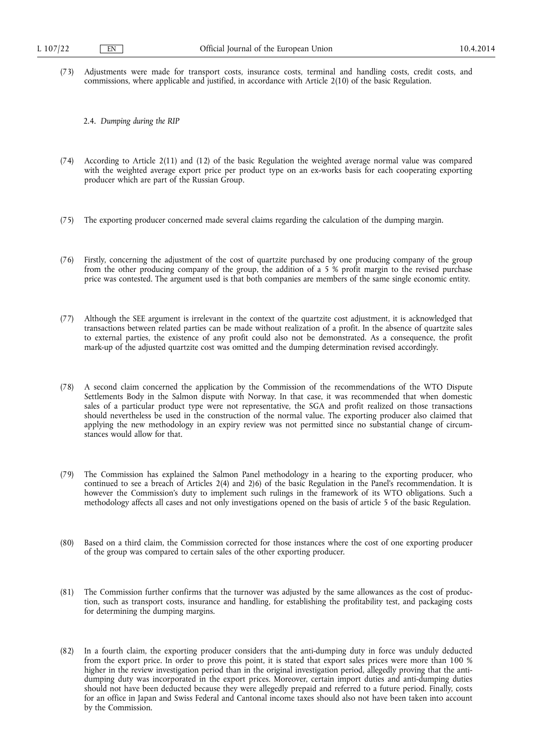(73) Adjustments were made for transport costs, insurance costs, terminal and handling costs, credit costs, and commissions, where applicable and justified, in accordance with Article 2(10) of the basic Regulation.

2.4. *Dumping during the RIP*

(74) According to Article 2(11) and (12) of the basic Regulation the weighted average normal value was compared with the weighted average export price per product type on an ex-works basis for each cooperating exporting producer which are part of the Russian Group.

(75) The exporting producer concerned made several claims regarding the calculation of the dumping margin.

(76) Firstly, concerning the adjustment of the cost of quartzite purchased by one producing company of the group from the other producing company of the group, the addition of a 5 % profit margin to the revised purchase price was contested. The argument used is that both companies are members of the same single economic entity.

(77) Although the SEE argument is irrelevant in the context of the quartzite cost adjustment, it is acknowledged that transactions between related parties can be made without realization of a profit. In the absence of quartzite sales to external parties, the existence of any profit could also not be demonstrated. As a consequence, the profit mark-up of the adjusted quartzite cost was omitted and the dumping determination revised accordingly.

(78) A second claim concerned the application by the Commission of the recommendations of the WTO Dispute Settlements Body in the Salmon dispute with Norway. In that case, it was recommended that when domestic sales of a particular product type were not representative, the SGA and profit realized on those transactions should nevertheless be used in the construction of the normal value. The exporting producer also claimed that applying the new methodology in an expiry review was not permitted since no substantial change of circumstances would allow for that.

(79) The Commission has explained the Salmon Panel methodology in a hearing to the exporting producer, who continued to see a breach of Articles 2(4) and 2)6) of the basic Regulation in the Panel's recommendation. It is however the Commission's duty to implement such rulings in the framework of its WTO obligations. Such a methodology affects all cases and not only investigations opened on the basis of article 5 of the basic Regulation.

(80) Based on a third claim, the Commission corrected for those instances where the cost of one exporting producer of the group was compared to certain sales of the other exporting producer.

(81) The Commission further confirms that the turnover was adjusted by the same allowances as the cost of production, such as transport costs, insurance and handling, for establishing the profitability test, and packaging costs for determining the dumping margins.

(82) In a fourth claim, the exporting producer considers that the anti-dumping duty in force was unduly deducted from the export price. In order to prove this point, it is stated that export sales prices were more than 100 % higher in the review investigation period than in the original investigation period, allegedly proving that the anti-dumping duty was incorporated in the export prices. Moreover, certain import duties and anti-dumping duties should not have been deducted because they were allegedly prepaid and referred to a future period. Finally, costs for an office in Japan and Swiss Federal and Cantonal income taxes should also not have been taken into account by the Commission.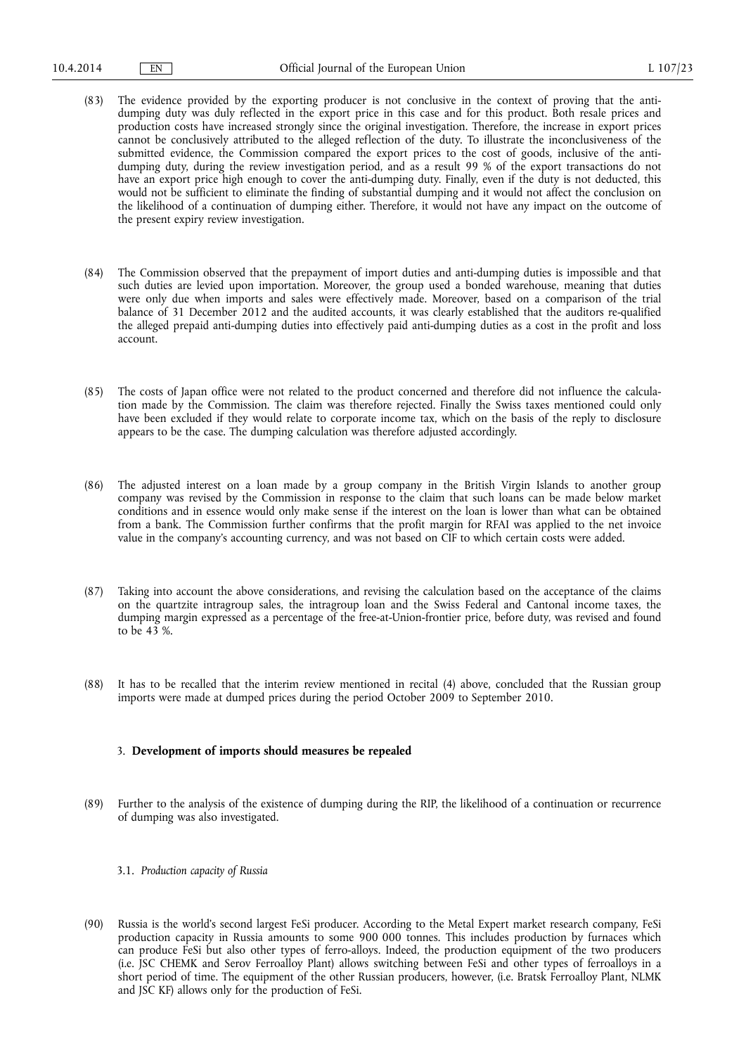(83) The evidence provided by the exporting producer is not conclusive in the context of proving that the anti-dumping duty was duly reflected in the export price in this case and for this product. Both resale prices and production costs have increased strongly since the original investigation. Therefore, the increase in export prices cannot be conclusively attributed to the alleged reflection of the duty. To illustrate the inconclusiveness of the submitted evidence, the Commission compared the export prices to the cost of goods, inclusive of the anti-dumping duty, during the review investigation period, and as a result 99 % of the export transactions do not have an export price high enough to cover the anti-dumping duty. Finally, even if the duty is not deducted, this would not be sufficient to eliminate the finding of substantial dumping and it would not affect the conclusion on the likelihood of a continuation of dumping either. Therefore, it would not have any impact on the outcome of the present expiry review investigation.

(84) The Commission observed that the prepayment of import duties and anti-dumping duties is impossible and that such duties are levied upon importation. Moreover, the group used a bonded warehouse, meaning that duties were only due when imports and sales were effectively made. Moreover, based on a comparison of the trial balance of 31 December 2012 and the audited accounts, it was clearly established that the auditors re-qualified the alleged prepaid anti-dumping duties into effectively paid anti-dumping duties as a cost in the profit and loss account.

(85) The costs of Japan office were not related to the product concerned and therefore did not influence the calculation made by the Commission. The claim was therefore rejected. Finally the Swiss taxes mentioned could only have been excluded if they would relate to corporate income tax, which on the basis of the reply to disclosure appears to be the case. The dumping calculation was therefore adjusted accordingly.

(86) The adjusted interest on a loan made by a group company in the British Virgin Islands to another group company was revised by the Commission in response to the claim that such loans can be made below market conditions and in essence would only make sense if the interest on the loan is lower than what can be obtained from a bank. The Commission further confirms that the profit margin for RFAI was applied to the net invoice value in the company's accounting currency, and was not based on CIF to which certain costs were added.

(87) Taking into account the above considerations, and revising the calculation based on the acceptance of the claims on the quartzite intragroup sales, the intragroup loan and the Swiss Federal and Cantonal income taxes, the dumping margin expressed as a percentage of the free-at-Union-frontier price, before duty, was revised and found to be 43 %.

(88) It has to be recalled that the interim review mentioned in recital (4) above, concluded that the Russian group imports were made at dumped prices during the period October 2009 to September 2010.

### 3. **Development of imports should measures be repealed**

(89) Further to the analysis of the existence of dumping during the RIP, the likelihood of a continuation or recurrence of dumping was also investigated.

#### 3.1. *Production capacity of Russia*

(90) Russia is the world's second largest FeSi producer. According to the Metal Expert market research company, FeSi production capacity in Russia amounts to some 900 000 tonnes. This includes production by furnaces which can produce FeSi but also other types of ferro-alloys. Indeed, the production equipment of the two producers (i.e. JSC CHEMK and Serov Ferroalloy Plant) allows switching between FeSi and other types of ferroalloys in a short period of time. The equipment of the other Russian producers, however, (i.e. Bratsk Ferroalloy Plant, NLMK and JSC KF) allows only for the production of FeSi.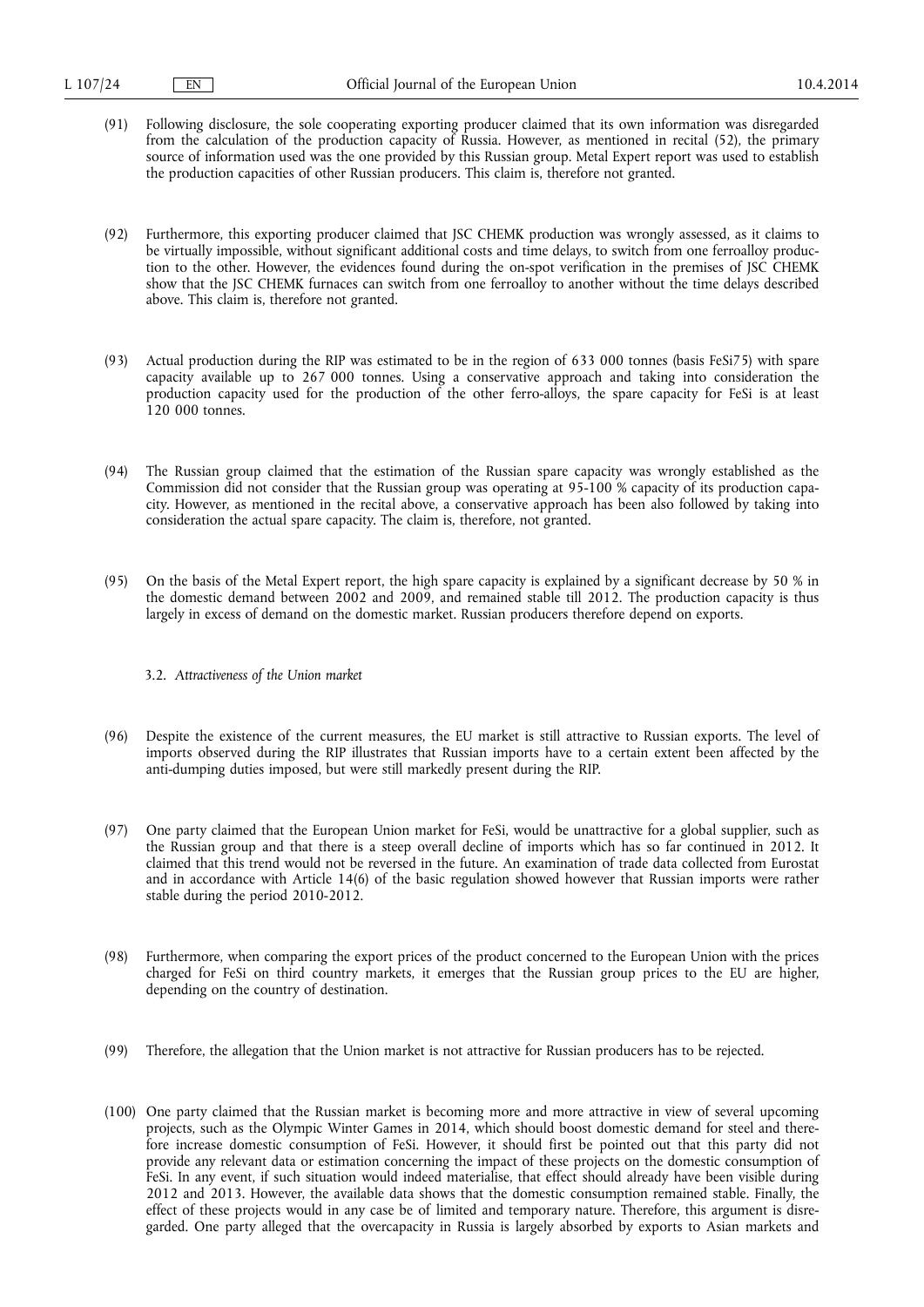(91) Following disclosure, the sole cooperating exporting producer claimed that its own information was disregarded from the calculation of the production capacity of Russia. However, as mentioned in recital (52), the primary source of information used was the one provided by this Russian group. Metal Expert report was used to establish the production capacities of other Russian producers. This claim is, therefore not granted.

(92) Furthermore, this exporting producer claimed that JSC CHEMK production was wrongly assessed, as it claims to be virtually impossible, without significant additional costs and time delays, to switch from one ferroalloy production to the other. However, the evidences found during the on-spot verification in the premises of JSC CHEMK show that the JSC CHEMK furnaces can switch from one ferroalloy to another without the time delays described above. This claim is, therefore not granted.

(93) Actual production during the RIP was estimated to be in the region of 633 000 tonnes (basis FeSi75) with spare capacity available up to 267 000 tonnes. Using a conservative approach and taking into consideration the production capacity used for the production of the other ferro-alloys, the spare capacity for FeSi is at least 120 000 tonnes.

(94) The Russian group claimed that the estimation of the Russian spare capacity was wrongly established as the Commission did not consider that the Russian group was operating at 95-100 % capacity of its production capacity. However, as mentioned in the recital above, a conservative approach has been also followed by taking into consideration the actual spare capacity. The claim is, therefore, not granted.

(95) On the basis of the Metal Expert report, the high spare capacity is explained by a significant decrease by 50 % in the domestic demand between 2002 and 2009, and remained stable till 2012. The production capacity is thus largely in excess of demand on the domestic market. Russian producers therefore depend on exports.

3.2. *Attractiveness of the Union market*

(96) Despite the existence of the current measures, the EU market is still attractive to Russian exports. The level of imports observed during the RIP illustrates that Russian imports have to a certain extent been affected by the anti-dumping duties imposed, but were still markedly present during the RIP.

(97) One party claimed that the European Union market for FeSi, would be unattractive for a global supplier, such as the Russian group and that there is a steep overall decline of imports which has so far continued in 2012. It claimed that this trend would not be reversed in the future. An examination of trade data collected from Eurostat and in accordance with Article 14(6) of the basic regulation showed however that Russian imports were rather stable during the period 2010-2012.

(98) Furthermore, when comparing the export prices of the product concerned to the European Union with the prices charged for FeSi on third country markets, it emerges that the Russian group prices to the EU are higher, depending on the country of destination.

(99) Therefore, the allegation that the Union market is not attractive for Russian producers has to be rejected.

(100) One party claimed that the Russian market is becoming more and more attractive in view of several upcoming projects, such as the Olympic Winter Games in 2014, which should boost domestic demand for steel and therefore increase domestic consumption of FeSi. However, it should first be pointed out that this party did not provide any relevant data or estimation concerning the impact of these projects on the domestic consumption of FeSi. In any event, if such situation would indeed materialise, that effect should already have been visible during 2012 and 2013. However, the available data shows that the domestic consumption remained stable. Finally, the effect of these projects would in any case be of limited and temporary nature. Therefore, this argument is disregarded. One party alleged that the overcapacity in Russia is largely absorbed by exports to Asian markets and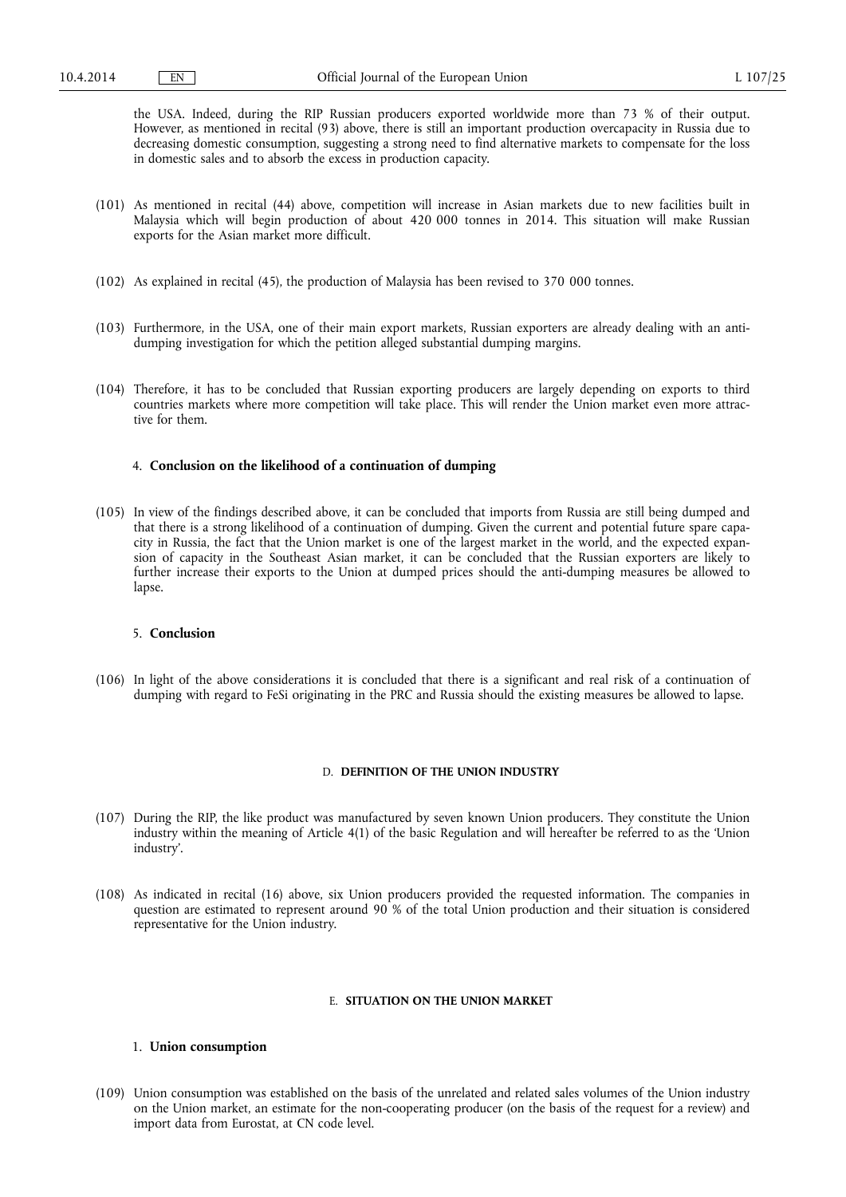the USA. Indeed, during the RIP Russian producers exported worldwide more than 73 % of their output. However, as mentioned in recital (93) above, there is still an important production overcapacity in Russia due to decreasing domestic consumption, suggesting a strong need to find alternative markets to compensate for the loss in domestic sales and to absorb the excess in production capacity.

(101) As mentioned in recital (44) above, competition will increase in Asian markets due to new facilities built in Malaysia which will begin production of about 420 000 tonnes in 2014. This situation will make Russian exports for the Asian market more difficult.

(102) As explained in recital (45), the production of Malaysia has been revised to 370 000 tonnes.

(103) Furthermore, in the USA, one of their main export markets, Russian exporters are already dealing with an anti-dumping investigation for which the petition alleged substantial dumping margins.

(104) Therefore, it has to be concluded that Russian exporting producers are largely depending on exports to third countries markets where more competition will take place. This will render the Union market even more attractive for them.

### 4. **Conclusion on the likelihood of a continuation of dumping**

(105) In view of the findings described above, it can be concluded that imports from Russia are still being dumped and that there is a strong likelihood of a continuation of dumping. Given the current and potential future spare capacity in Russia, the fact that the Union market is one of the largest market in the world, and the expected expansion of capacity in the Southeast Asian market, it can be concluded that the Russian exporters are likely to further increase their exports to the Union at dumped prices should the anti-dumping measures be allowed to lapse.

### 5. **Conclusion**

(106) In light of the above considerations it is concluded that there is a significant and real risk of a continuation of dumping with regard to FeSi originating in the PRC and Russia should the existing measures be allowed to lapse.

## D. **DEFINITION OF THE UNION INDUSTRY**

(107) During the RIP, the like product was manufactured by seven known Union producers. They constitute the Union industry within the meaning of Article 4(1) of the basic Regulation and will hereafter be referred to as the 'Union industry'.

(108) As indicated in recital (16) above, six Union producers provided the requested information. The companies in question are estimated to represent around 90 % of the total Union production and their situation is considered representative for the Union industry.

## E. **SITUATION ON THE UNION MARKET**

### 1. **Union consumption**

(109) Union consumption was established on the basis of the unrelated and related sales volumes of the Union industry on the Union market, an estimate for the non-cooperating producer (on the basis of the request for a review) and import data from Eurostat, at CN code level.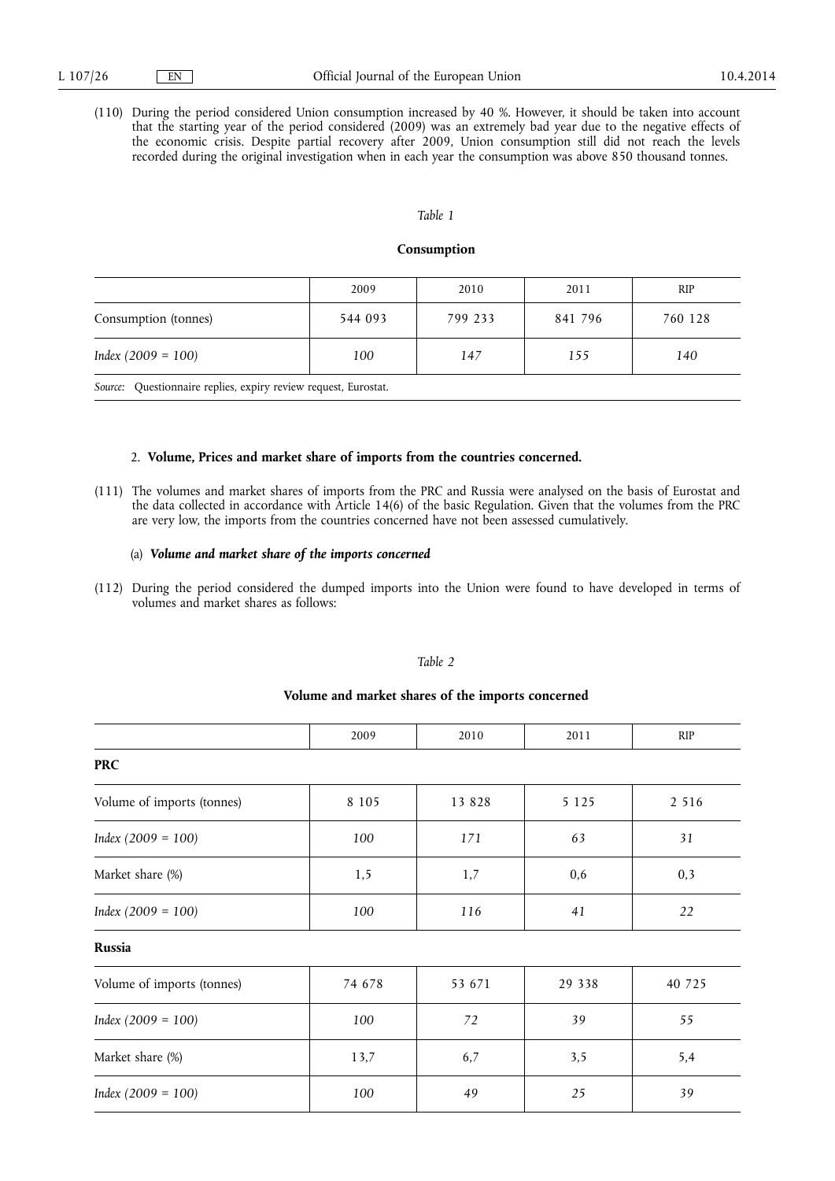(110) During the period considered Union consumption increased by 40 %. However, it should be taken into account that the starting year of the period considered (2009) was an extremely bad year due to the negative effects of the economic crisis. Despite partial recovery after 2009, Union consumption still did not reach the levels recorded during the original investigation when in each year the consumption was above 850 thousand tonnes.

*Table 1*

**Consumption**

| | 2009 | 2010 | 2011 | RIP |
|---|---|---|---|---|
| Consumption (tonnes) | 544 093 | 799 233 | 841 796 | 760 128 |
| *Index (2009 = 100)* | *100* | *147* | *155* | *140* |

*Source:* Questionnaire replies, expiry review request, Eurostat.

### 2. **Volume, Prices and market share of imports from the countries concerned.**

(111) The volumes and market shares of imports from the PRC and Russia were analysed on the basis of Eurostat and the data collected in accordance with Article 14(6) of the basic Regulation. Given that the volumes from the PRC are very low, the imports from the countries concerned have not been assessed cumulatively.

#### (a) ***Volume and market share of the imports concerned***

(112) During the period considered the dumped imports into the Union were found to have developed in terms of volumes and market shares as follows:

*Table 2*

**Volume and market shares of the imports concerned**

| | 2009 | 2010 | 2011 | RIP |
|---|---|---|---|---|
| **PRC** | | | | |
| Volume of imports (tonnes) | 8 105 | 13 828 | 5 125 | 2 516 |
| *Index (2009 = 100)* | *100* | *171* | *63* | *31* |
| Market share (%) | 1,5 | 1,7 | 0,6 | 0,3 |
| *Index (2009 = 100)* | *100* | *116* | *41* | *22* |
| **Russia** | | | | |
| Volume of imports (tonnes) | 74 678 | 53 671 | 29 338 | 40 725 |
| *Index (2009 = 100)* | *100* | *72* | *39* | *55* |
| Market share (%) | 13,7 | 6,7 | 3,5 | 5,4 |
| *Index (2009 = 100)* | *100* | *49* | *25* | *39* |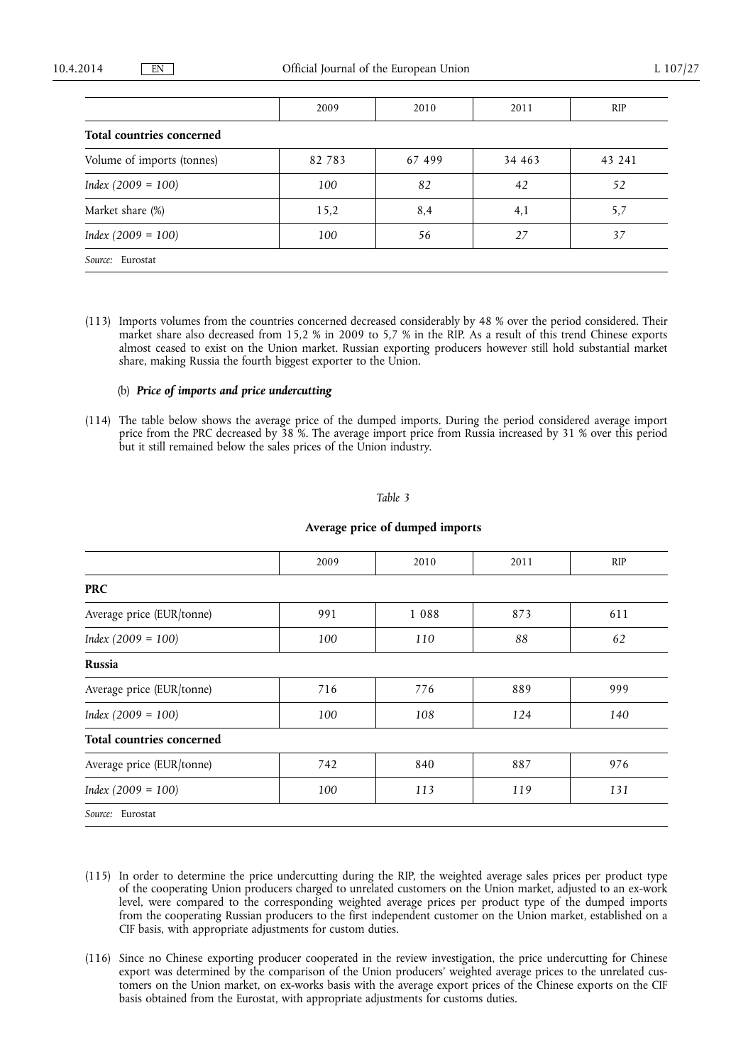| | 2009 | 2010 | 2011 | RIP |
|---|---|---|---|---|
| **Total countries concerned** | | | | |
| Volume of imports (tonnes) | 82 783 | 67 499 | 34 463 | 43 241 |
| *Index (2009 = 100)* | *100* | *82* | *42* | *52* |
| Market share (%) | 15,2 | 8,4 | 4,1 | 5,7 |
| *Index (2009 = 100)* | *100* | *56* | *27* | *37* |
| *Source:* Eurostat | | | | |

(113) Imports volumes from the countries concerned decreased considerably by 48 % over the period considered. Their market share also decreased from 15,2 % in 2009 to 5,7 % in the RIP. As a result of this trend Chinese exports almost ceased to exist on the Union market. Russian exporting producers however still hold substantial market share, making Russia the fourth biggest exporter to the Union.

(b) ***Price of imports and price undercutting***

(114) The table below shows the average price of the dumped imports. During the period considered average import price from the PRC decreased by 38 %. The average import price from Russia increased by 31 % over this period but it still remained below the sales prices of the Union industry.

*Table 3*

**Average price of dumped imports**

| | 2009 | 2010 | 2011 | RIP |
|---|---|---|---|---|
| **PRC** | | | | |
| Average price (EUR/tonne) | 991 | 1 088 | 873 | 611 |
| *Index (2009 = 100)* | *100* | *110* | *88* | *62* |
| **Russia** | | | | |
| Average price (EUR/tonne) | 716 | 776 | 889 | 999 |
| *Index (2009 = 100)* | *100* | *108* | *124* | *140* |
| **Total countries concerned** | | | | |
| Average price (EUR/tonne) | 742 | 840 | 887 | 976 |
| *Index (2009 = 100)* | *100* | *113* | *119* | *131* |
| *Source:* Eurostat | | | | |

(115) In order to determine the price undercutting during the RIP, the weighted average sales prices per product type of the cooperating Union producers charged to unrelated customers on the Union market, adjusted to an ex-work level, were compared to the corresponding weighted average prices per product type of the dumped imports from the cooperating Russian producers to the first independent customer on the Union market, established on a CIF basis, with appropriate adjustments for custom duties.

(116) Since no Chinese exporting producer cooperated in the review investigation, the price undercutting for Chinese export was determined by the comparison of the Union producers' weighted average prices to the unrelated customers on the Union market, on ex-works basis with the average export prices of the Chinese exports on the CIF basis obtained from the Eurostat, with appropriate adjustments for customs duties.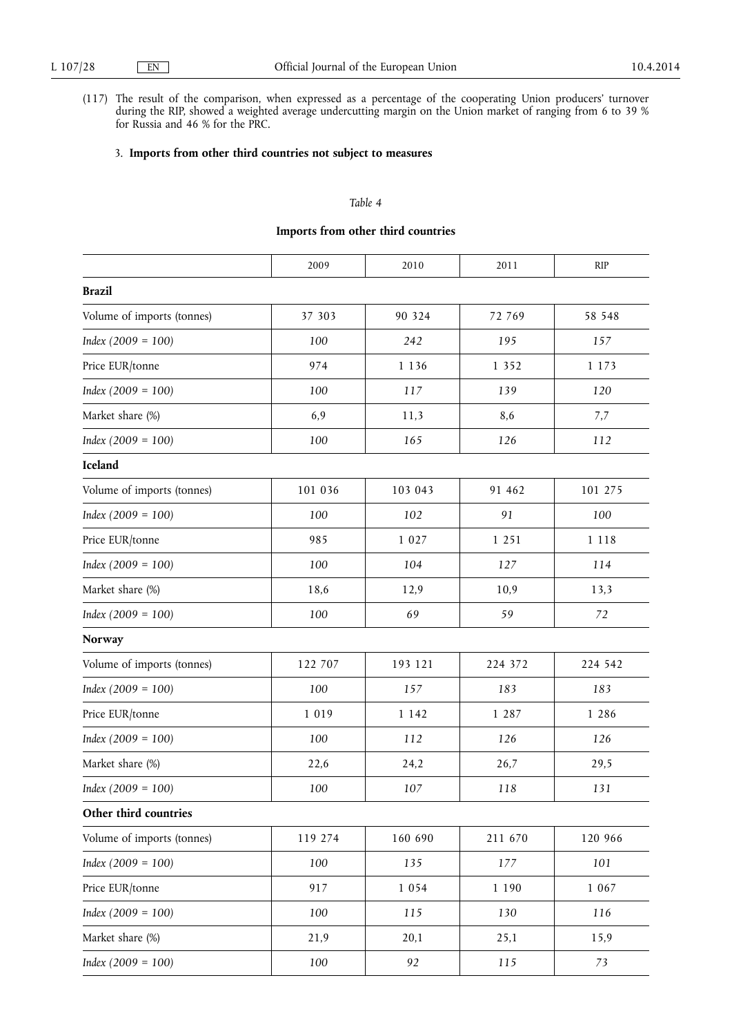(117) The result of the comparison, when expressed as a percentage of the cooperating Union producers' turnover during the RIP, showed a weighted average undercutting margin on the Union market of ranging from 6 to 39 % for Russia and 46 % for the PRC.

### 3. **Imports from other third countries not subject to measures**

*Table 4*

**Imports from other third countries**

| | 2009 | 2010 | 2011 | RIP |
|---|---|---|---|---|
| **Brazil** | | | | |
| Volume of imports (tonnes) | 37 303 | 90 324 | 72 769 | 58 548 |
| *Index (2009 = 100)* | *100* | *242* | *195* | *157* |
| Price EUR/tonne | 974 | 1 136 | 1 352 | 1 173 |
| *Index (2009 = 100)* | *100* | *117* | *139* | *120* |
| Market share (%) | 6,9 | 11,3 | 8,6 | 7,7 |
| *Index (2009 = 100)* | *100* | *165* | *126* | *112* |
| **Iceland** | | | | |
| Volume of imports (tonnes) | 101 036 | 103 043 | 91 462 | 101 275 |
| *Index (2009 = 100)* | *100* | *102* | *91* | *100* |
| Price EUR/tonne | 985 | 1 027 | 1 251 | 1 118 |
| *Index (2009 = 100)* | *100* | *104* | *127* | *114* |
| Market share (%) | 18,6 | 12,9 | 10,9 | 13,3 |
| *Index (2009 = 100)* | *100* | *69* | *59* | *72* |
| **Norway** | | | | |
| Volume of imports (tonnes) | 122 707 | 193 121 | 224 372 | 224 542 |
| *Index (2009 = 100)* | *100* | *157* | *183* | *183* |
| Price EUR/tonne | 1 019 | 1 142 | 1 287 | 1 286 |
| *Index (2009 = 100)* | *100* | *112* | *126* | *126* |
| Market share (%) | 22,6 | 24,2 | 26,7 | 29,5 |
| *Index (2009 = 100)* | *100* | *107* | *118* | *131* |
| **Other third countries** | | | | |
| Volume of imports (tonnes) | 119 274 | 160 690 | 211 670 | 120 966 |
| *Index (2009 = 100)* | *100* | *135* | *177* | *101* |
| Price EUR/tonne | 917 | 1 054 | 1 190 | 1 067 |
| *Index (2009 = 100)* | *100* | *115* | *130* | *116* |
| Market share (%) | 21,9 | 20,1 | 25,1 | 15,9 |
| *Index (2009 = 100)* | *100* | *92* | *115* | *73* |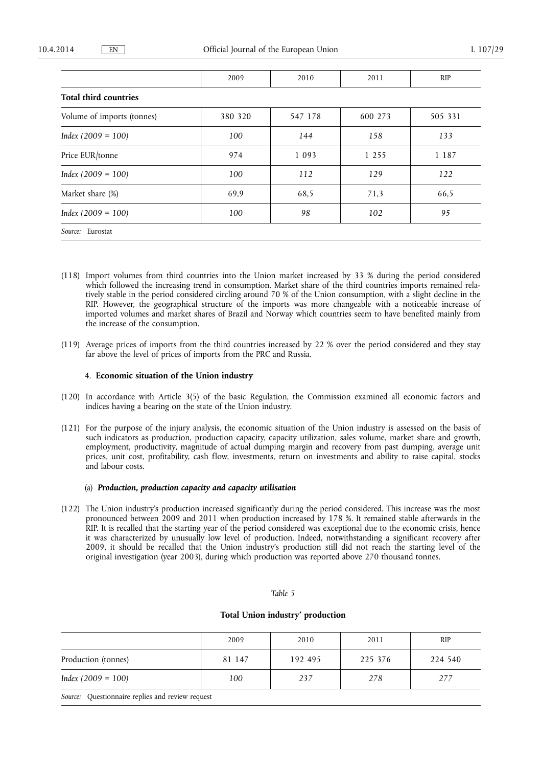| | 2009 | 2010 | 2011 | RIP |
|---|---|---|---|---|
| **Total third countries** | | | | |
| Volume of imports (tonnes) | 380 320 | 547 178 | 600 273 | 505 331 |
| *Index (2009 = 100)* | *100* | *144* | *158* | *133* |
| Price EUR/tonne | 974 | 1 093 | 1 255 | 1 187 |
| *Index (2009 = 100)* | *100* | *112* | *129* | *122* |
| Market share (%) | 69,9 | 68,5 | 71,3 | 66,5 |
| *Index (2009 = 100)* | *100* | *98* | *102* | *95* |

*Source:* Eurostat

(118) Import volumes from third countries into the Union market increased by 33 % during the period considered which followed the increasing trend in consumption. Market share of the third countries imports remained relatively stable in the period considered circling around 70 % of the Union consumption, with a slight decline in the RIP. However, the geographical structure of the imports was more changeable with a noticeable increase of imported volumes and market shares of Brazil and Norway which countries seem to have benefited mainly from the increase of the consumption.

(119) Average prices of imports from the third countries increased by 22 % over the period considered and they stay far above the level of prices of imports from the PRC and Russia.

### 4. **Economic situation of the Union industry**

(120) In accordance with Article 3(5) of the basic Regulation, the Commission examined all economic factors and indices having a bearing on the state of the Union industry.

(121) For the purpose of the injury analysis, the economic situation of the Union industry is assessed on the basis of such indicators as production, production capacity, capacity utilization, sales volume, market share and growth, employment, productivity, magnitude of actual dumping margin and recovery from past dumping, average unit prices, unit cost, profitability, cash flow, investments, return on investments and ability to raise capital, stocks and labour costs.

#### (a) ***Production, production capacity and capacity utilisation***

(122) The Union industry's production increased significantly during the period considered. This increase was the most pronounced between 2009 and 2011 when production increased by 178 %. It remained stable afterwards in the RIP. It is recalled that the starting year of the period considered was exceptional due to the economic crisis, hence it was characterized by unusually low level of production. Indeed, notwithstanding a significant recovery after 2009, it should be recalled that the Union industry's production still did not reach the starting level of the original investigation (year 2003), during which production was reported above 270 thousand tonnes.

*Table 5*

**Total Union industry' production**

| | 2009 | 2010 | 2011 | RIP |
|---|---|---|---|---|
| Production (tonnes) | 81 147 | 192 495 | 225 376 | 224 540 |
| *Index (2009 = 100)* | *100* | *237* | *278* | *277* |

*Source:* Questionnaire replies and review request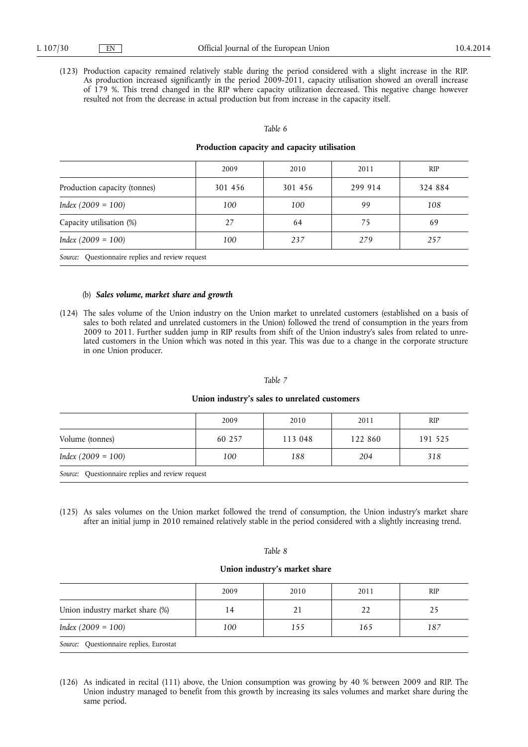(123) Production capacity remained relatively stable during the period considered with a slight increase in the RIP. As production increased significantly in the period 2009-2011, capacity utilisation showed an overall increase of 179 %. This trend changed in the RIP where capacity utilization decreased. This negative change however resulted not from the decrease in actual production but from increase in the capacity itself.

*Table 6*

**Production capacity and capacity utilisation**

| | 2009 | 2010 | 2011 | RIP |
|---|---|---|---|---|
| Production capacity (tonnes) | 301 456 | 301 456 | 299 914 | 324 884 |
| *Index (2009 = 100)* | *100* | *100* | *99* | *108* |
| Capacity utilisation (%) | 27 | 64 | 75 | 69 |
| *Index (2009 = 100)* | *100* | *237* | *279* | *257* |

*Source:* Questionnaire replies and review request

(b) ***Sales volume, market share and growth***

(124) The sales volume of the Union industry on the Union market to unrelated customers (established on a basis of sales to both related and unrelated customers in the Union) followed the trend of consumption in the years from 2009 to 2011. Further sudden jump in RIP results from shift of the Union industry's sales from related to unrelated customers in the Union which was noted in this year. This was due to a change in the corporate structure in one Union producer.

*Table 7*

**Union industry's sales to unrelated customers**

| | 2009 | 2010 | 2011 | RIP |
|---|---|---|---|---|
| Volume (tonnes) | 60 257 | 113 048 | 122 860 | 191 525 |
| *Index (2009 = 100)* | *100* | *188* | *204* | *318* |

*Source:* Questionnaire replies and review request

(125) As sales volumes on the Union market followed the trend of consumption, the Union industry's market share after an initial jump in 2010 remained relatively stable in the period considered with a slightly increasing trend.

*Table 8*

**Union industry's market share**

| | 2009 | 2010 | 2011 | RIP |
|---|---|---|---|---|
| Union industry market share (%) | 14 | 21 | 22 | 25 |
| *Index (2009 = 100)* | *100* | *155* | *165* | *187* |

*Source:* Questionnaire replies, Eurostat

(126) As indicated in recital (111) above, the Union consumption was growing by 40 % between 2009 and RIP. The Union industry managed to benefit from this growth by increasing its sales volumes and market share during the same period.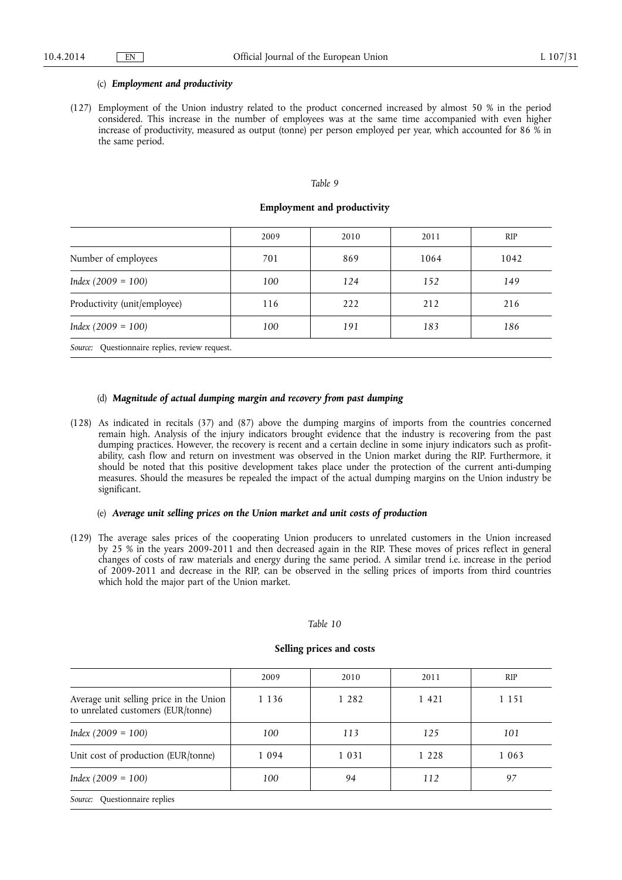(c) ***Employment and productivity***

(127) Employment of the Union industry related to the product concerned increased by almost 50 % in the period considered. This increase in the number of employees was at the same time accompanied with even higher increase of productivity, measured as output (tonne) per person employed per year, which accounted for 86 % in the same period.

*Table 9*

**Employment and productivity**

| | 2009 | 2010 | 2011 | RIP |
|---|---|---|---|---|
| Number of employees | 701 | 869 | 1064 | 1042 |
| *Index (2009 = 100)* | *100* | *124* | *152* | *149* |
| Productivity (unit/employee) | 116 | 222 | 212 | 216 |
| *Index (2009 = 100)* | *100* | *191* | *183* | *186* |

*Source:* Questionnaire replies, review request.

(d) ***Magnitude of actual dumping margin and recovery from past dumping***

(128) As indicated in recitals (37) and (87) above the dumping margins of imports from the countries concerned remain high. Analysis of the injury indicators brought evidence that the industry is recovering from the past dumping practices. However, the recovery is recent and a certain decline in some injury indicators such as profitability, cash flow and return on investment was observed in the Union market during the RIP. Furthermore, it should be noted that this positive development takes place under the protection of the current anti-dumping measures. Should the measures be repealed the impact of the actual dumping margins on the Union industry be significant.

(e) ***Average unit selling prices on the Union market and unit costs of production***

(129) The average sales prices of the cooperating Union producers to unrelated customers in the Union increased by 25 % in the years 2009-2011 and then decreased again in the RIP. These moves of prices reflect in general changes of costs of raw materials and energy during the same period. A similar trend i.e. increase in the period of 2009-2011 and decrease in the RIP, can be observed in the selling prices of imports from third countries which hold the major part of the Union market.

*Table 10*

**Selling prices and costs**

| | 2009 | 2010 | 2011 | RIP |
|---|---|---|---|---|
| Average unit selling price in the Union to unrelated customers (EUR/tonne) | 1 136 | 1 282 | 1 421 | 1 151 |
| *Index (2009 = 100)* | *100* | *113* | *125* | *101* |
| Unit cost of production (EUR/tonne) | 1 094 | 1 031 | 1 228 | 1 063 |
| *Index (2009 = 100)* | *100* | *94* | *112* | *97* |

*Source:* Questionnaire replies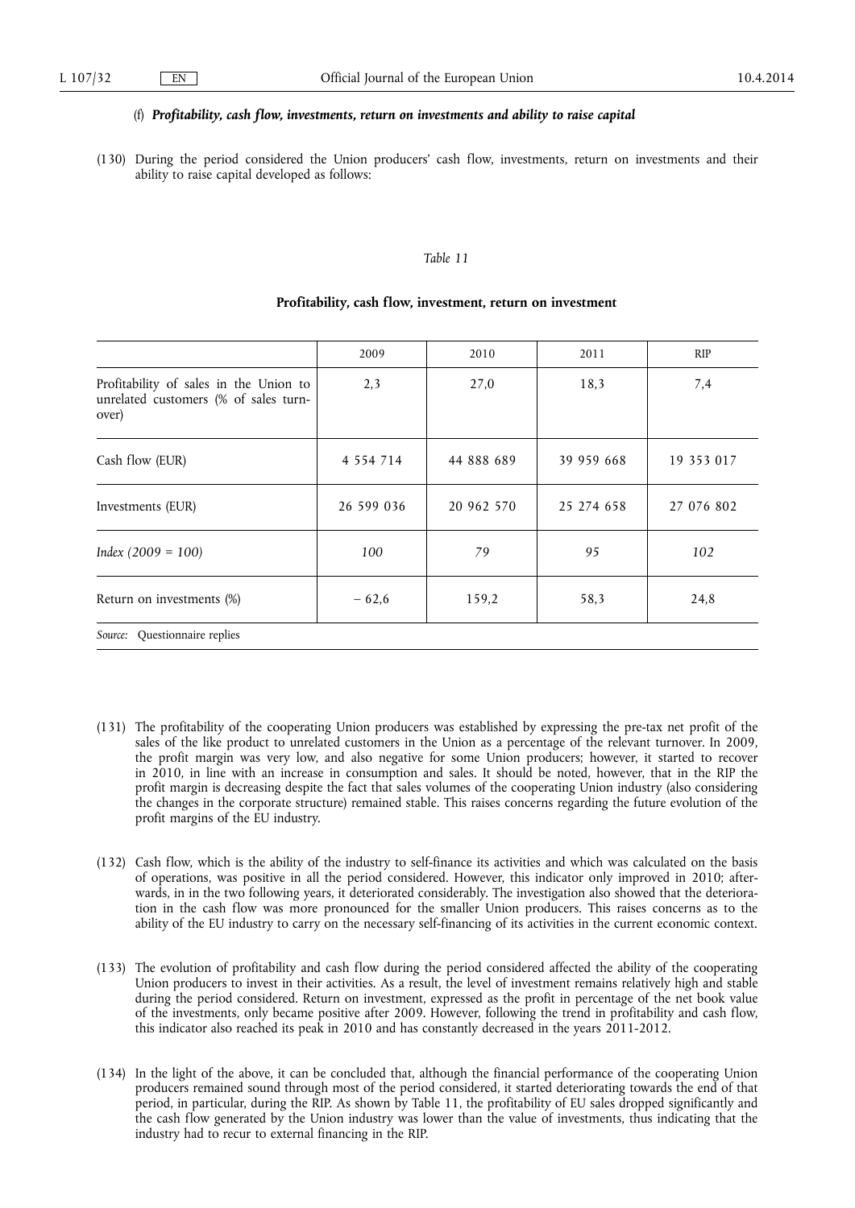(f) ***Profitability, cash flow, investments, return on investments and ability to raise capital***

(130) During the period considered the Union producers' cash flow, investments, return on investments and their ability to raise capital developed as follows:

*Table 11*

**Profitability, cash flow, investment, return on investment**

| | 2009 | 2010 | 2011 | RIP |
|---|---|---|---|---|
| Profitability of sales in the Union to unrelated customers (% of sales turnover) | 2,3 | 27,0 | 18,3 | 7,4 |
| Cash flow (EUR) | 4 554 714 | 44 888 689 | 39 959 668 | 19 353 017 |
| Investments (EUR) | 26 599 036 | 20 962 570 | 25 274 658 | 27 076 802 |
| *Index (2009 = 100)* | *100* | *79* | *95* | *102* |
| Return on investments (%) | − 62,6 | 159,2 | 58,3 | 24,8 |

*Source:* Questionnaire replies

(131) The profitability of the cooperating Union producers was established by expressing the pre-tax net profit of the sales of the like product to unrelated customers in the Union as a percentage of the relevant turnover. In 2009, the profit margin was very low, and also negative for some Union producers; however, it started to recover in 2010, in line with an increase in consumption and sales. It should be noted, however, that in the RIP the profit margin is decreasing despite the fact that sales volumes of the cooperating Union industry (also considering the changes in the corporate structure) remained stable. This raises concerns regarding the future evolution of the profit margins of the EU industry.

(132) Cash flow, which is the ability of the industry to self-finance its activities and which was calculated on the basis of operations, was positive in all the period considered. However, this indicator only improved in 2010; afterwards, in in the two following years, it deteriorated considerably. The investigation also showed that the deterioration in the cash flow was more pronounced for the smaller Union producers. This raises concerns as to the ability of the EU industry to carry on the necessary self-financing of its activities in the current economic context.

(133) The evolution of profitability and cash flow during the period considered affected the ability of the cooperating Union producers to invest in their activities. As a result, the level of investment remains relatively high and stable during the period considered. Return on investment, expressed as the profit in percentage of the net book value of the investments, only became positive after 2009. However, following the trend in profitability and cash flow, this indicator also reached its peak in 2010 and has constantly decreased in the years 2011-2012.

(134) In the light of the above, it can be concluded that, although the financial performance of the cooperating Union producers remained sound through most of the period considered, it started deteriorating towards the end of that period, in particular, during the RIP. As shown by Table 11, the profitability of EU sales dropped significantly and the cash flow generated by the Union industry was lower than the value of investments, thus indicating that the industry had to recur to external financing in the RIP.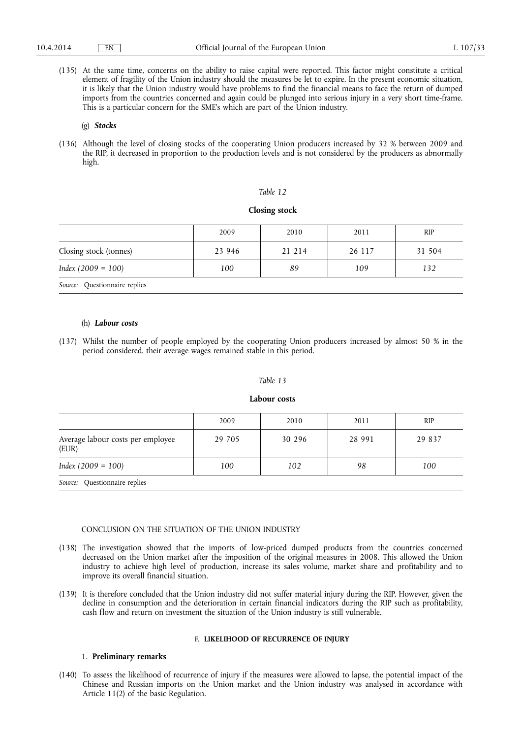(135) At the same time, concerns on the ability to raise capital were reported. This factor might constitute a critical element of fragility of the Union industry should the measures be let to expire. In the present economic situation, it is likely that the Union industry would have problems to find the financial means to face the return of dumped imports from the countries concerned and again could be plunged into serious injury in a very short time-frame. This is a particular concern for the SME's which are part of the Union industry.

(g) ***Stocks***

(136) Although the level of closing stocks of the cooperating Union producers increased by 32 % between 2009 and the RIP, it decreased in proportion to the production levels and is not considered by the producers as abnormally high.

*Table 12*

**Closing stock**

| | 2009 | 2010 | 2011 | RIP |
|---|---|---|---|---|
| Closing stock (tonnes) | 23 946 | 21 214 | 26 117 | 31 504 |
| *Index (2009 = 100)* | *100* | *89* | *109* | *132* |

*Source:* Questionnaire replies

(h) ***Labour costs***

(137) Whilst the number of people employed by the cooperating Union producers increased by almost 50 % in the period considered, their average wages remained stable in this period.

*Table 13*

**Labour costs**

| | 2009 | 2010 | 2011 | RIP |
|---|---|---|---|---|
| Average labour costs per employee (EUR) | 29 705 | 30 296 | 28 991 | 29 837 |
| *Index (2009 = 100)* | *100* | *102* | *98* | *100* |

*Source:* Questionnaire replies

CONCLUSION ON THE SITUATION OF THE UNION INDUSTRY

(138) The investigation showed that the imports of low-priced dumped products from the countries concerned decreased on the Union market after the imposition of the original measures in 2008. This allowed the Union industry to achieve high level of production, increase its sales volume, market share and profitability and to improve its overall financial situation.

(139) It is therefore concluded that the Union industry did not suffer material injury during the RIP. However, given the decline in consumption and the deterioration in certain financial indicators during the RIP such as profitability, cash flow and return on investment the situation of the Union industry is still vulnerable.

## F. **LIKELIHOOD OF RECURRENCE OF INJURY**

### 1. **Preliminary remarks**

(140) To assess the likelihood of recurrence of injury if the measures were allowed to lapse, the potential impact of the Chinese and Russian imports on the Union market and the Union industry was analysed in accordance with Article 11(2) of the basic Regulation.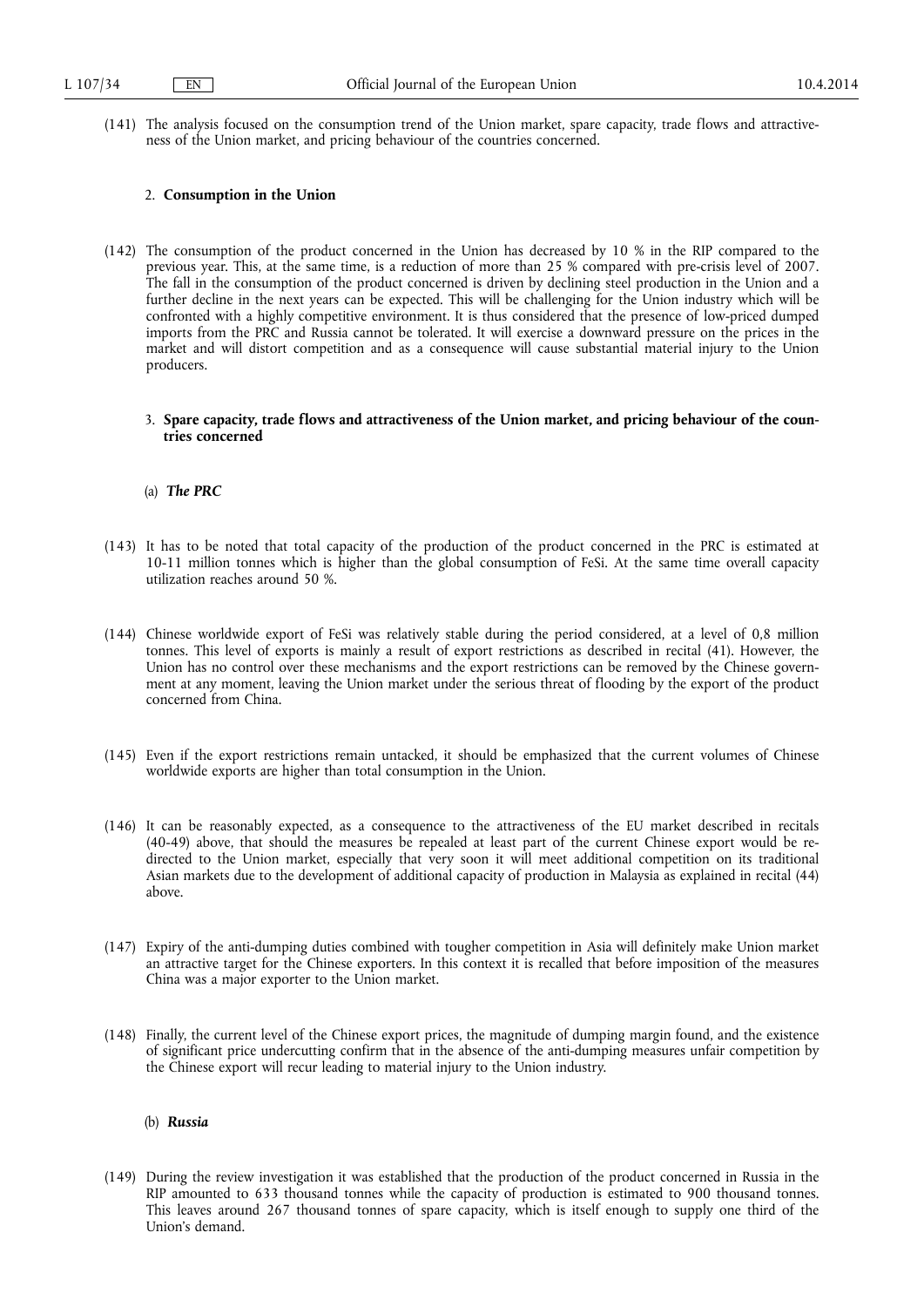(141) The analysis focused on the consumption trend of the Union market, spare capacity, trade flows and attractiveness of the Union market, and pricing behaviour of the countries concerned.

## 2. **Consumption in the Union**

(142) The consumption of the product concerned in the Union has decreased by 10 % in the RIP compared to the previous year. This, at the same time, is a reduction of more than 25 % compared with pre-crisis level of 2007. The fall in the consumption of the product concerned is driven by declining steel production in the Union and a further decline in the next years can be expected. This will be challenging for the Union industry which will be confronted with a highly competitive environment. It is thus considered that the presence of low-priced dumped imports from the PRC and Russia cannot be tolerated. It will exercise a downward pressure on the prices in the market and will distort competition and as a consequence will cause substantial material injury to the Union producers.

## 3. **Spare capacity, trade flows and attractiveness of the Union market, and pricing behaviour of the countries concerned**

### (a) ***The PRC***

(143) It has to be noted that total capacity of the production of the product concerned in the PRC is estimated at 10-11 million tonnes which is higher than the global consumption of FeSi. At the same time overall capacity utilization reaches around 50 %.

(144) Chinese worldwide export of FeSi was relatively stable during the period considered, at a level of 0,8 million tonnes. This level of exports is mainly a result of export restrictions as described in recital (41). However, the Union has no control over these mechanisms and the export restrictions can be removed by the Chinese government at any moment, leaving the Union market under the serious threat of flooding by the export of the product concerned from China.

(145) Even if the export restrictions remain untacked, it should be emphasized that the current volumes of Chinese worldwide exports are higher than total consumption in the Union.

(146) It can be reasonably expected, as a consequence to the attractiveness of the EU market described in recitals (40-49) above, that should the measures be repealed at least part of the current Chinese export would be re-directed to the Union market, especially that very soon it will meet additional competition on its traditional Asian markets due to the development of additional capacity of production in Malaysia as explained in recital (44) above.

(147) Expiry of the anti-dumping duties combined with tougher competition in Asia will definitely make Union market an attractive target for the Chinese exporters. In this context it is recalled that before imposition of the measures China was a major exporter to the Union market.

(148) Finally, the current level of the Chinese export prices, the magnitude of dumping margin found, and the existence of significant price undercutting confirm that in the absence of the anti-dumping measures unfair competition by the Chinese export will recur leading to material injury to the Union industry.

### (b) ***Russia***

(149) During the review investigation it was established that the production of the product concerned in Russia in the RIP amounted to 633 thousand tonnes while the capacity of production is estimated to 900 thousand tonnes. This leaves around 267 thousand tonnes of spare capacity, which is itself enough to supply one third of the Union's demand.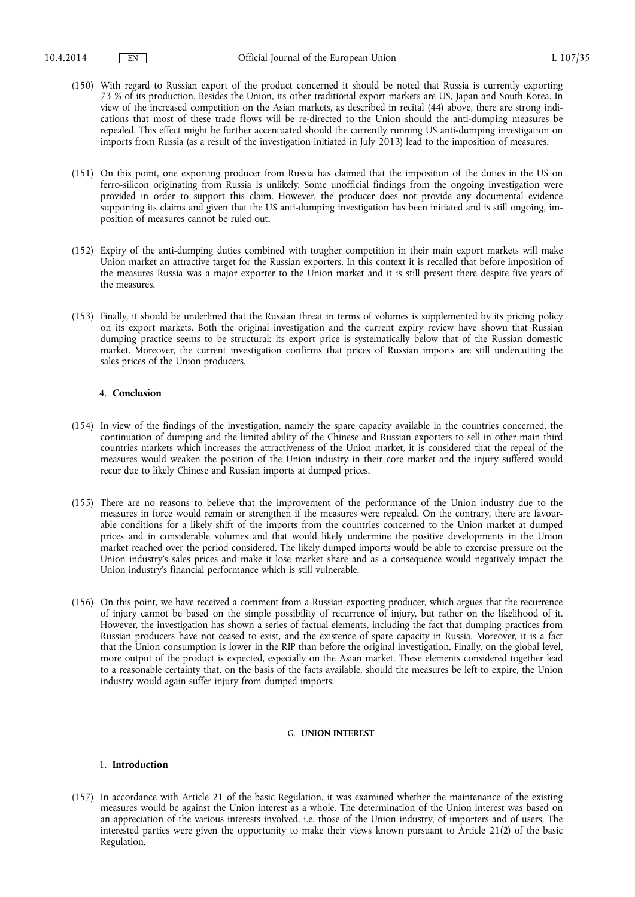(150) With regard to Russian export of the product concerned it should be noted that Russia is currently exporting 73 % of its production. Besides the Union, its other traditional export markets are US, Japan and South Korea. In view of the increased competition on the Asian markets, as described in recital (44) above, there are strong indications that most of these trade flows will be re-directed to the Union should the anti-dumping measures be repealed. This effect might be further accentuated should the currently running US anti-dumping investigation on imports from Russia (as a result of the investigation initiated in July 2013) lead to the imposition of measures.

(151) On this point, one exporting producer from Russia has claimed that the imposition of the duties in the US on ferro-silicon originating from Russia is unlikely. Some unofficial findings from the ongoing investigation were provided in order to support this claim. However, the producer does not provide any documental evidence supporting its claims and given that the US anti-dumping investigation has been initiated and is still ongoing, imposition of measures cannot be ruled out.

(152) Expiry of the anti-dumping duties combined with tougher competition in their main export markets will make Union market an attractive target for the Russian exporters. In this context it is recalled that before imposition of the measures Russia was a major exporter to the Union market and it is still present there despite five years of the measures.

(153) Finally, it should be underlined that the Russian threat in terms of volumes is supplemented by its pricing policy on its export markets. Both the original investigation and the current expiry review have shown that Russian dumping practice seems to be structural: its export price is systematically below that of the Russian domestic market. Moreover, the current investigation confirms that prices of Russian imports are still undercutting the sales prices of the Union producers.

### 4. **Conclusion**

(154) In view of the findings of the investigation, namely the spare capacity available in the countries concerned, the continuation of dumping and the limited ability of the Chinese and Russian exporters to sell in other main third countries markets which increases the attractiveness of the Union market, it is considered that the repeal of the measures would weaken the position of the Union industry in their core market and the injury suffered would recur due to likely Chinese and Russian imports at dumped prices.

(155) There are no reasons to believe that the improvement of the performance of the Union industry due to the measures in force would remain or strengthen if the measures were repealed. On the contrary, there are favourable conditions for a likely shift of the imports from the countries concerned to the Union market at dumped prices and in considerable volumes and that would likely undermine the positive developments in the Union market reached over the period considered. The likely dumped imports would be able to exercise pressure on the Union industry's sales prices and make it lose market share and as a consequence would negatively impact the Union industry's financial performance which is still vulnerable.

(156) On this point, we have received a comment from a Russian exporting producer, which argues that the recurrence of injury cannot be based on the simple possibility of recurrence of injury, but rather on the likelihood of it. However, the investigation has shown a series of factual elements, including the fact that dumping practices from Russian producers have not ceased to exist, and the existence of spare capacity in Russia. Moreover, it is a fact that the Union consumption is lower in the RIP than before the original investigation. Finally, on the global level, more output of the product is expected, especially on the Asian market. These elements considered together lead to a reasonable certainty that, on the basis of the facts available, should the measures be left to expire, the Union industry would again suffer injury from dumped imports.

## G. **UNION INTEREST**

### 1. **Introduction**

(157) In accordance with Article 21 of the basic Regulation, it was examined whether the maintenance of the existing measures would be against the Union interest as a whole. The determination of the Union interest was based on an appreciation of the various interests involved, i.e. those of the Union industry, of importers and of users. The interested parties were given the opportunity to make their views known pursuant to Article 21(2) of the basic Regulation.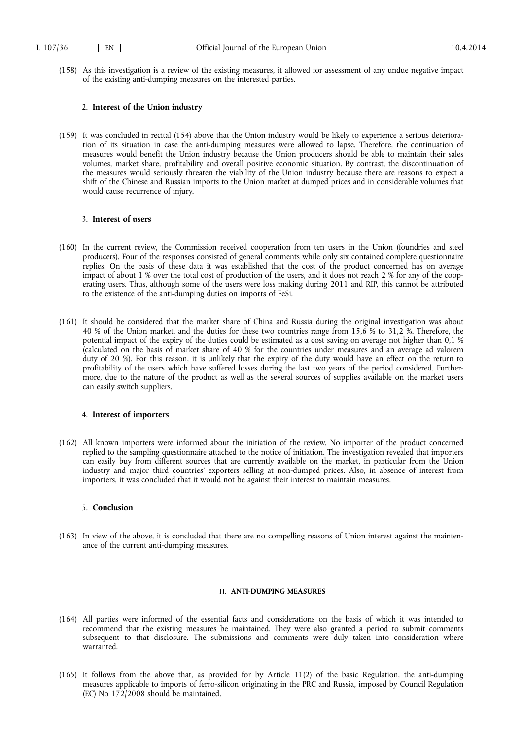(158) As this investigation is a review of the existing measures, it allowed for assessment of any undue negative impact of the existing anti-dumping measures on the interested parties.

### 2. **Interest of the Union industry**

(159) It was concluded in recital (154) above that the Union industry would be likely to experience a serious deterioration of its situation in case the anti-dumping measures were allowed to lapse. Therefore, the continuation of measures would benefit the Union industry because the Union producers should be able to maintain their sales volumes, market share, profitability and overall positive economic situation. By contrast, the discontinuation of the measures would seriously threaten the viability of the Union industry because there are reasons to expect a shift of the Chinese and Russian imports to the Union market at dumped prices and in considerable volumes that would cause recurrence of injury.

### 3. **Interest of users**

(160) In the current review, the Commission received cooperation from ten users in the Union (foundries and steel producers). Four of the responses consisted of general comments while only six contained complete questionnaire replies. On the basis of these data it was established that the cost of the product concerned has on average impact of about 1 % over the total cost of production of the users, and it does not reach 2 % for any of the cooperating users. Thus, although some of the users were loss making during 2011 and RIP, this cannot be attributed to the existence of the anti-dumping duties on imports of FeSi.

(161) It should be considered that the market share of China and Russia during the original investigation was about 40 % of the Union market, and the duties for these two countries range from 15,6 % to 31,2 %. Therefore, the potential impact of the expiry of the duties could be estimated as a cost saving on average not higher than 0,1 % (calculated on the basis of market share of 40 % for the countries under measures and an average ad valorem duty of 20 %). For this reason, it is unlikely that the expiry of the duty would have an effect on the return to profitability of the users which have suffered losses during the last two years of the period considered. Furthermore, due to the nature of the product as well as the several sources of supplies available on the market users can easily switch suppliers.

### 4. **Interest of importers**

(162) All known importers were informed about the initiation of the review. No importer of the product concerned replied to the sampling questionnaire attached to the notice of initiation. The investigation revealed that importers can easily buy from different sources that are currently available on the market, in particular from the Union industry and major third countries' exporters selling at non-dumped prices. Also, in absence of interest from importers, it was concluded that it would not be against their interest to maintain measures.

### 5. **Conclusion**

(163) In view of the above, it is concluded that there are no compelling reasons of Union interest against the maintenance of the current anti-dumping measures.

## H. **ANTI-DUMPING MEASURES**

(164) All parties were informed of the essential facts and considerations on the basis of which it was intended to recommend that the existing measures be maintained. They were also granted a period to submit comments subsequent to that disclosure. The submissions and comments were duly taken into consideration where warranted.

(165) It follows from the above that, as provided for by Article 11(2) of the basic Regulation, the anti-dumping measures applicable to imports of ferro-silicon originating in the PRC and Russia, imposed by Council Regulation (EC) No 172/2008 should be maintained.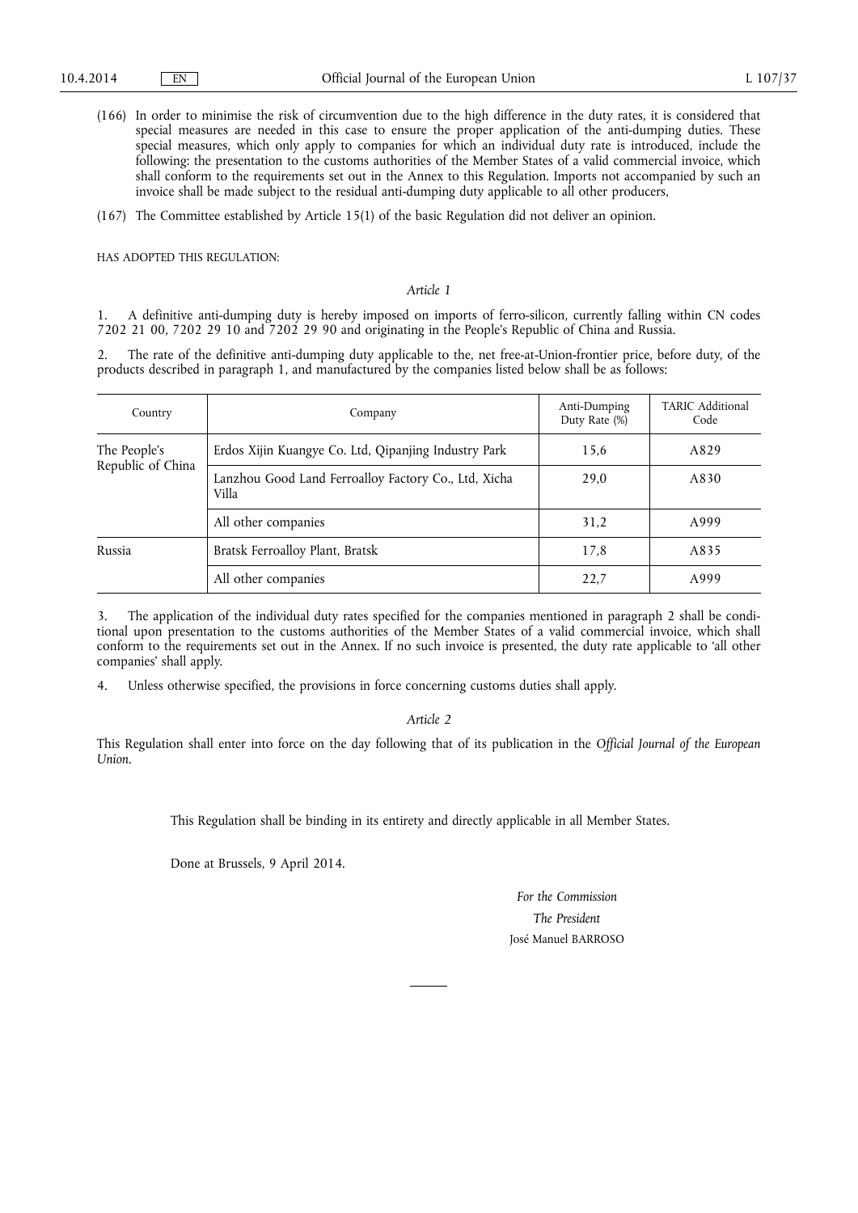(166) In order to minimise the risk of circumvention due to the high difference in the duty rates, it is considered that special measures are needed in this case to ensure the proper application of the anti-dumping duties. These special measures, which only apply to companies for which an individual duty rate is introduced, include the following: the presentation to the customs authorities of the Member States of a valid commercial invoice, which shall conform to the requirements set out in the Annex to this Regulation. Imports not accompanied by such an invoice shall be made subject to the residual anti-dumping duty applicable to all other producers,

(167) The Committee established by Article 15(1) of the basic Regulation did not deliver an opinion.

HAS ADOPTED THIS REGULATION:

*Article 1*

1. A definitive anti-dumping duty is hereby imposed on imports of ferro-silicon, currently falling within CN codes 7202 21 00, 7202 29 10 and 7202 29 90 and originating in the People's Republic of China and Russia.

2. The rate of the definitive anti-dumping duty applicable to the, net free-at-Union-frontier price, before duty, of the products described in paragraph 1, and manufactured by the companies listed below shall be as follows:

| Country | Company | Anti-Dumping Duty Rate (%) | TARIC Additional Code |
|---|---|---|---|
| The People's Republic of China | Erdos Xijin Kuangye Co. Ltd, Qipanjing Industry Park | 15,6 | A829 |
| | Lanzhou Good Land Ferroalloy Factory Co., Ltd, Xicha Villa | 29,0 | A830 |
| | All other companies | 31,2 | A999 |
| Russia | Bratsk Ferroalloy Plant, Bratsk | 17,8 | A835 |
| | All other companies | 22,7 | A999 |

3. The application of the individual duty rates specified for the companies mentioned in paragraph 2 shall be conditional upon presentation to the customs authorities of the Member States of a valid commercial invoice, which shall conform to the requirements set out in the Annex. If no such invoice is presented, the duty rate applicable to 'all other companies' shall apply.

4. Unless otherwise specified, the provisions in force concerning customs duties shall apply.

*Article 2*

This Regulation shall enter into force on the day following that of its publication in the *Official Journal of the European Union*.

This Regulation shall be binding in its entirety and directly applicable in all Member States.

Done at Brussels, 9 April 2014.

*For the Commission*

*The President*

José Manuel BARROSO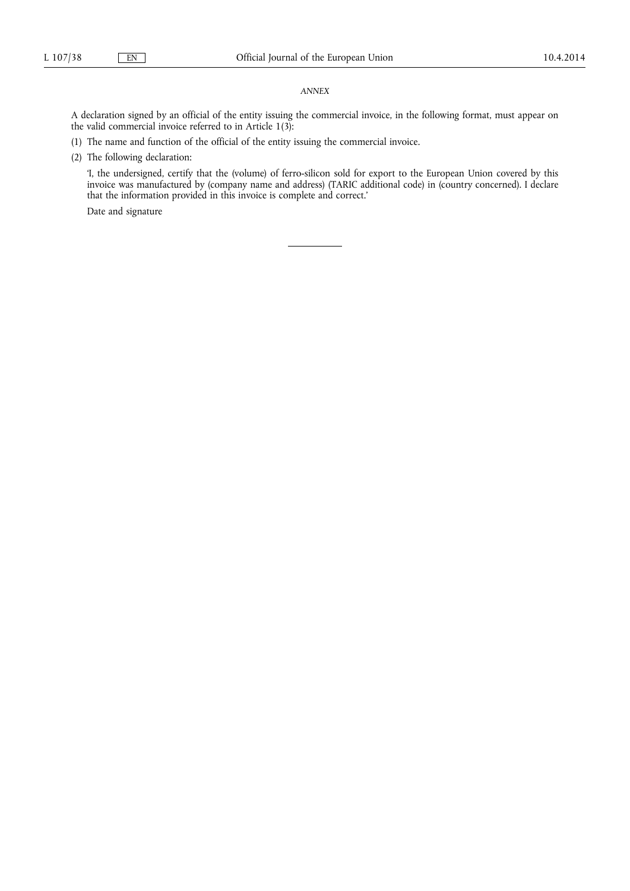*ANNEX*

A declaration signed by an official of the entity issuing the commercial invoice, in the following format, must appear on the valid commercial invoice referred to in Article 1(3):

(1) The name and function of the official of the entity issuing the commercial invoice.

(2) The following declaration:

'I, the undersigned, certify that the (volume) of ferro-silicon sold for export to the European Union covered by this invoice was manufactured by (company name and address) (TARIC additional code) in (country concerned). I declare that the information provided in this invoice is complete and correct.'

Date and signature